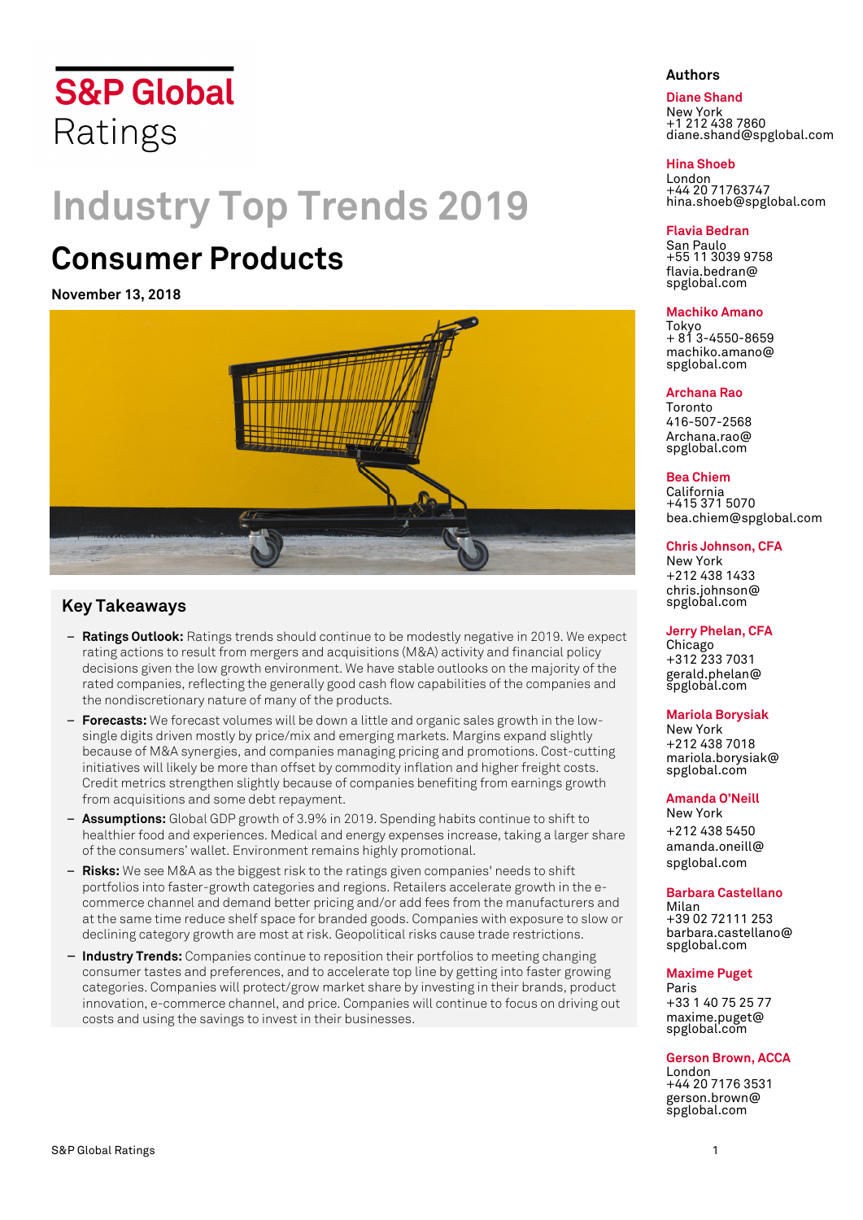S&P Global Ratings

# Industry Top Trends 2019

## Consumer Products

**November 13, 2018**

### Key Takeaways

- **Ratings Outlook:** Ratings trends should continue to be modestly negative in 2019. We expect rating actions to result from mergers and acquisitions (M&A) activity and financial policy decisions given the low growth environment. We have stable outlooks on the majority of the rated companies, reflecting the generally good cash flow capabilities of the companies and the nondiscretionary nature of many of the products.
- **Forecasts:** We forecast volumes will be down a little and organic sales growth in the low-single digits driven mostly by price/mix and emerging markets. Margins expand slightly because of M&A synergies, and companies managing pricing and promotions. Cost-cutting initiatives will likely be more than offset by commodity inflation and higher freight costs. Credit metrics strengthen slightly because of companies benefiting from earnings growth from acquisitions and some debt repayment.
- **Assumptions:** Global GDP growth of 3.9% in 2019. Spending habits continue to shift to healthier food and experiences. Medical and energy expenses increase, taking a larger share of the consumers' wallet. Environment remains highly promotional.
- **Risks:** We see M&A as the biggest risk to the ratings given companies' needs to shift portfolios into faster-growth categories and regions. Retailers accelerate growth in the e-commerce channel and demand better pricing and/or add fees from the manufacturers and at the same time reduce shelf space for branded goods. Companies with exposure to slow or declining category growth are most at risk. Geopolitical risks cause trade restrictions.
- **Industry Trends:** Companies continue to reposition their portfolios to meeting changing consumer tastes and preferences, and to accelerate top line by getting into faster growing categories. Companies will protect/grow market share by investing in their brands, product innovation, e-commerce channel, and price. Companies will continue to focus on driving out costs and using the savings to invest in their businesses.

### Authors

**Diane Shand**
New York
+1 212 438 7860
diane.shand@spglobal.com

**Hina Shoeb**
London
+44 20 71763747
hina.shoeb@spglobal.com

**Flavia Bedran**
San Paulo
+55 11 3039 9758
flavia.bedran@spglobal.com

**Machiko Amano**
Tokyo
+ 81 3-4550-8659
machiko.amano@spglobal.com

**Archana Rao**
Toronto
416-507-2568
Archana.rao@spglobal.com

**Bea Chiem**
California
+415 371 5070
bea.chiem@spglobal.com

**Chris Johnson, CFA**
New York
+212 438 1433
chris.johnson@spglobal.com

**Jerry Phelan, CFA**
Chicago
+312 233 7031
gerald.phelan@spglobal.com

**Mariola Borysiak**
New York
+212 438 7018
mariola.borysiak@spglobal.com

**Amanda O'Neill**
New York
+212 438 5450
amanda.oneill@spglobal.com

**Barbara Castellano**
Milan
+39 02 72111 253
barbara.castellano@spglobal.com

**Maxime Puget**
Paris
+33 1 40 75 25 77
maxime.puget@spglobal.com

**Gerson Brown, ACCA**
London
+44 20 7176 3531
gerson.brown@spglobal.com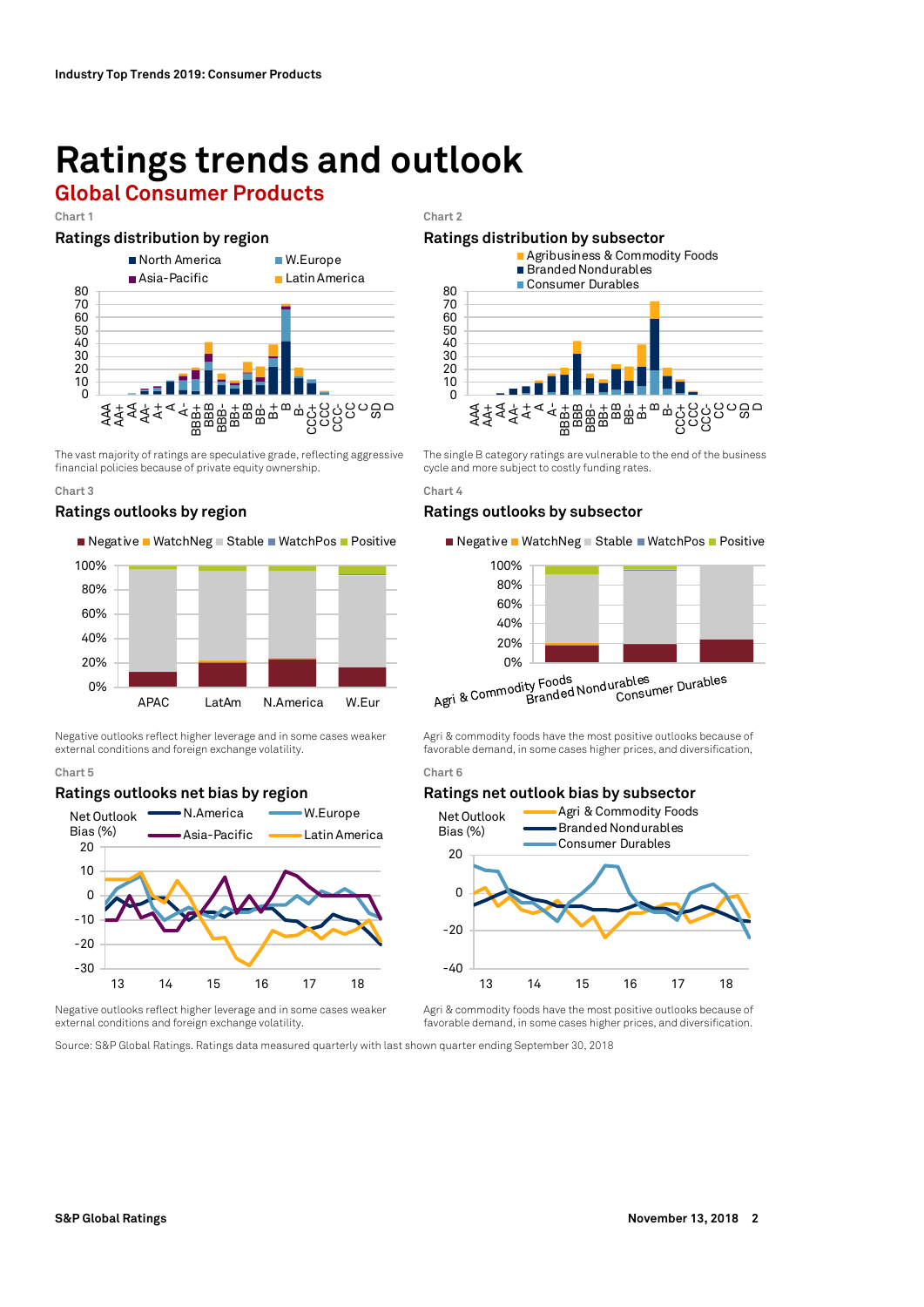# Ratings trends and outlook

## Global Consumer Products

Chart 1

### Ratings distribution by region

North America
W.Europe
Asia-Pacific
Latin America

80
70
60
50
40
30
20
10
0

AAA AA+ AA AA- A+ A A- BBB+ BBB BBB- BB+ BB BB- B+ B B- CCC+ CCC CCC- CC C SD D

The vast majority of ratings are speculative grade, reflecting aggressive financial policies because of private equity ownership.

Chart 2

### Ratings distribution by subsector

Agribusiness & Commodity Foods
Branded Nondurables
Consumer Durables

80
70
60
50
40
30
20
10
0

AAA AA+ AA AA- A+ A A- BBB+ BBB BBB- BB+ BB BB- B+ B B- CCC+ CCC CCC- CC C SD D

The single B category ratings are vulnerable to the end of the business cycle and more subject to costly funding rates.

Chart 3

### Ratings outlooks by region

Negative WatchNeg Stable WatchPos Positive

100%
80%
60%
40%
20%
0%

APAC LatAm N.America W.Eur

Negative outlooks reflect higher leverage and in some cases weaker external conditions and foreign exchange volatility.

Chart 4

### Ratings outlooks by subsector

Negative WatchNeg Stable WatchPos Positive

100%
80%
60%
40%
20%
0%

Agri & Commodity Foods Branded Nondurables Consumer Durables

Agri & commodity foods have the most positive outlooks because of favorable demand, in some cases higher prices, and diversification,

Chart 5

### Ratings outlooks net bias by region

Net Outlook Bias (%)

N.America
W.Europe
Asia-Pacific
Latin America

20
10
0
-10
-20
-30

13 14 15 16 17 18

Negative outlooks reflect higher leverage and in some cases weaker external conditions and foreign exchange volatility.

Chart 6

### Ratings net outlook bias by subsector

Net Outlook Bias (%)

Agri & Commodity Foods
Branded Nondurables
Consumer Durables

20
0
-20
-40

13 14 15 16 17 18

Agri & commodity foods have the most positive outlooks because of favorable demand, in some cases higher prices, and diversification.

Source: S&P Global Ratings. Ratings data measured quarterly with last shown quarter ending September 30, 2018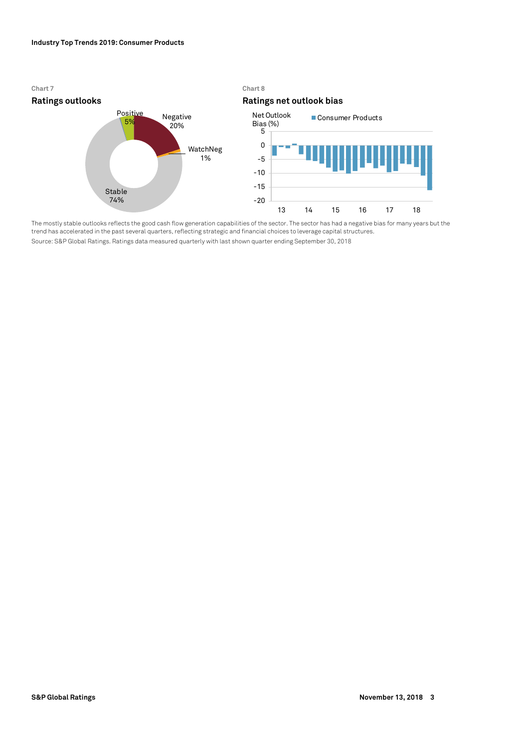Chart 7

## Ratings outlooks

Positive
5%
Negative
20%
WatchNeg
1%
Stable
74%

Chart 8

## Ratings net outlook bias

Net Outlook Bias (%)
Consumer Products
5
0
-5
-10
-15
-20
13
14
15
16
17
18

The mostly stable outlooks reflects the good cash flow generation capabilities of the sector. The sector has had a negative bias for many years but the trend has accelerated in the past several quarters, reflecting strategic and financial choices to leverage capital structures.

Source: S&P Global Ratings. Ratings data measured quarterly with last shown quarter ending September 30, 2018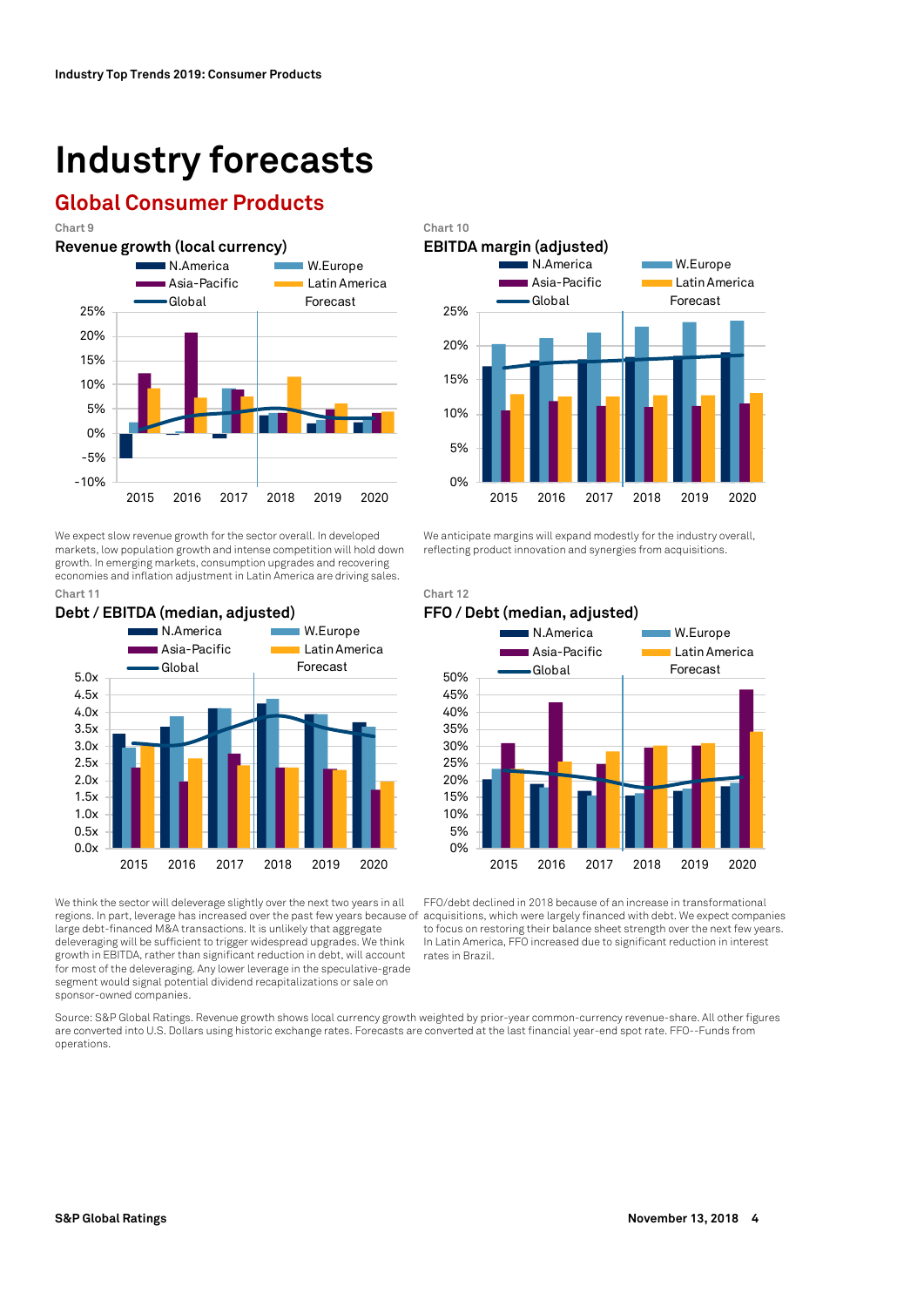# Industry forecasts

## Global Consumer Products

Chart 9

### Revenue growth (local currency)

N.America
W.Europe
Asia-Pacific
Latin America
Global
Forecast

25%
20%
15%
10%
5%
0%
-5%
-10%

2015 2016 2017 2018 2019 2020

We expect slow revenue growth for the sector overall. In developed markets, low population growth and intense competition will hold down growth. In emerging markets, consumption upgrades and recovering economies and inflation adjustment in Latin America are driving sales.

Chart 10

### EBITDA margin (adjusted)

N.America
W.Europe
Asia-Pacific
Latin America
Global
Forecast

25%
20%
15%
10%
5%
0%

2015 2016 2017 2018 2019 2020

We anticipate margins will expand modestly for the industry overall, reflecting product innovation and synergies from acquisitions.

Chart 11

### Debt / EBITDA (median, adjusted)

N.America
W.Europe
Asia-Pacific
Latin America
Global
Forecast

5.0x
4.5x
4.0x
3.5x
3.0x
2.5x
2.0x
1.5x
1.0x
0.5x
0.0x

2015 2016 2017 2018 2019 2020

We think the sector will deleverage slightly over the next two years in all regions. In part, leverage has increased over the past few years because of large debt-financed M&A transactions. It is unlikely that aggregate deleveraging will be sufficient to trigger widespread upgrades. We think growth in EBITDA, rather than significant reduction in debt, will account for most of the deleveraging. Any lower leverage in the speculative-grade segment would signal potential dividend recapitalizations or sale on sponsor-owned companies.

Chart 12

### FFO / Debt (median, adjusted)

N.America
W.Europe
Asia-Pacific
Latin America
Global
Forecast

50%
45%
40%
35%
30%
25%
20%
15%
10%
5%
0%

2015 2016 2017 2018 2019 2020

FFO/debt declined in 2018 because of an increase in transformational acquisitions, which were largely financed with debt. We expect companies to focus on restoring their balance sheet strength over the next few years. In Latin America, FFO increased due to significant reduction in interest rates in Brazil.

Source: S&P Global Ratings. Revenue growth shows local currency growth weighted by prior-year common-currency revenue-share. All other figures are converted into U.S. Dollars using historic exchange rates. Forecasts are converted at the last financial year-end spot rate. FFO--Funds from operations.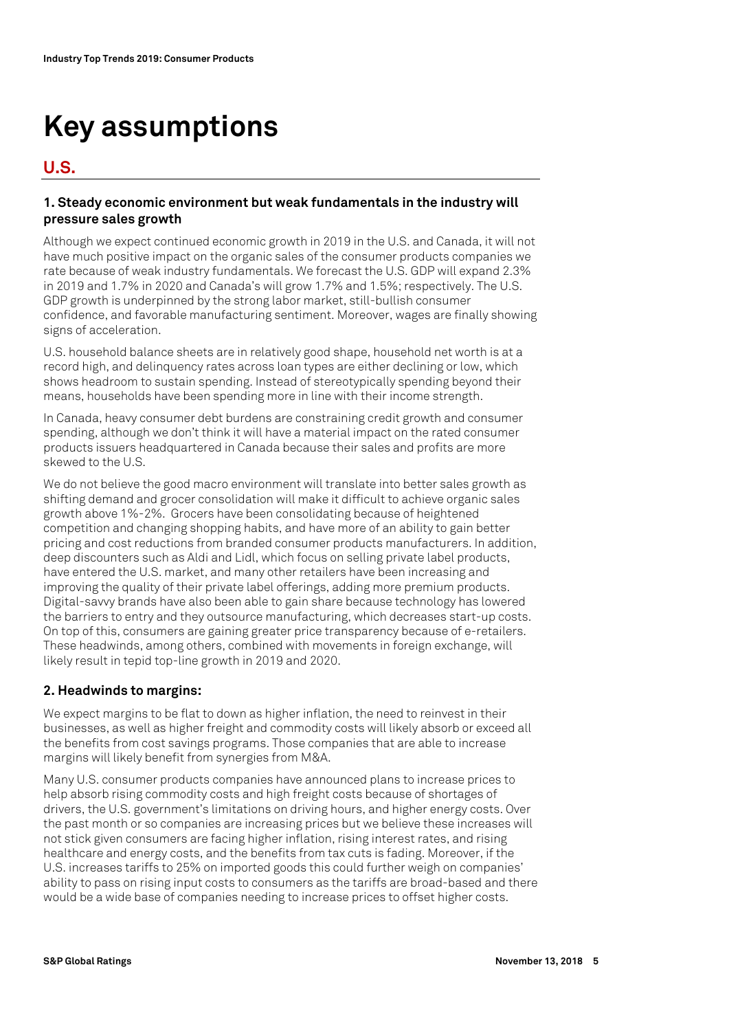# Key assumptions

## U.S.

### 1. Steady economic environment but weak fundamentals in the industry will pressure sales growth

Although we expect continued economic growth in 2019 in the U.S. and Canada, it will not have much positive impact on the organic sales of the consumer products companies we rate because of weak industry fundamentals. We forecast the U.S. GDP will expand 2.3% in 2019 and 1.7% in 2020 and Canada's will grow 1.7% and 1.5%; respectively. The U.S. GDP growth is underpinned by the strong labor market, still-bullish consumer confidence, and favorable manufacturing sentiment. Moreover, wages are finally showing signs of acceleration.

U.S. household balance sheets are in relatively good shape, household net worth is at a record high, and delinquency rates across loan types are either declining or low, which shows headroom to sustain spending. Instead of stereotypically spending beyond their means, households have been spending more in line with their income strength.

In Canada, heavy consumer debt burdens are constraining credit growth and consumer spending, although we don't think it will have a material impact on the rated consumer products issuers headquartered in Canada because their sales and profits are more skewed to the U.S.

We do not believe the good macro environment will translate into better sales growth as shifting demand and grocer consolidation will make it difficult to achieve organic sales growth above 1%-2%. Grocers have been consolidating because of heightened competition and changing shopping habits, and have more of an ability to gain better pricing and cost reductions from branded consumer products manufacturers. In addition, deep discounters such as Aldi and Lidl, which focus on selling private label products, have entered the U.S. market, and many other retailers have been increasing and improving the quality of their private label offerings, adding more premium products. Digital-savvy brands have also been able to gain share because technology has lowered the barriers to entry and they outsource manufacturing, which decreases start-up costs. On top of this, consumers are gaining greater price transparency because of e-retailers. These headwinds, among others, combined with movements in foreign exchange, will likely result in tepid top-line growth in 2019 and 2020.

### 2. Headwinds to margins:

We expect margins to be flat to down as higher inflation, the need to reinvest in their businesses, as well as higher freight and commodity costs will likely absorb or exceed all the benefits from cost savings programs. Those companies that are able to increase margins will likely benefit from synergies from M&A.

Many U.S. consumer products companies have announced plans to increase prices to help absorb rising commodity costs and high freight costs because of shortages of drivers, the U.S. government's limitations on driving hours, and higher energy costs. Over the past month or so companies are increasing prices but we believe these increases will not stick given consumers are facing higher inflation, rising interest rates, and rising healthcare and energy costs, and the benefits from tax cuts is fading. Moreover, if the U.S. increases tariffs to 25% on imported goods this could further weigh on companies' ability to pass on rising input costs to consumers as the tariffs are broad-based and there would be a wide base of companies needing to increase prices to offset higher costs.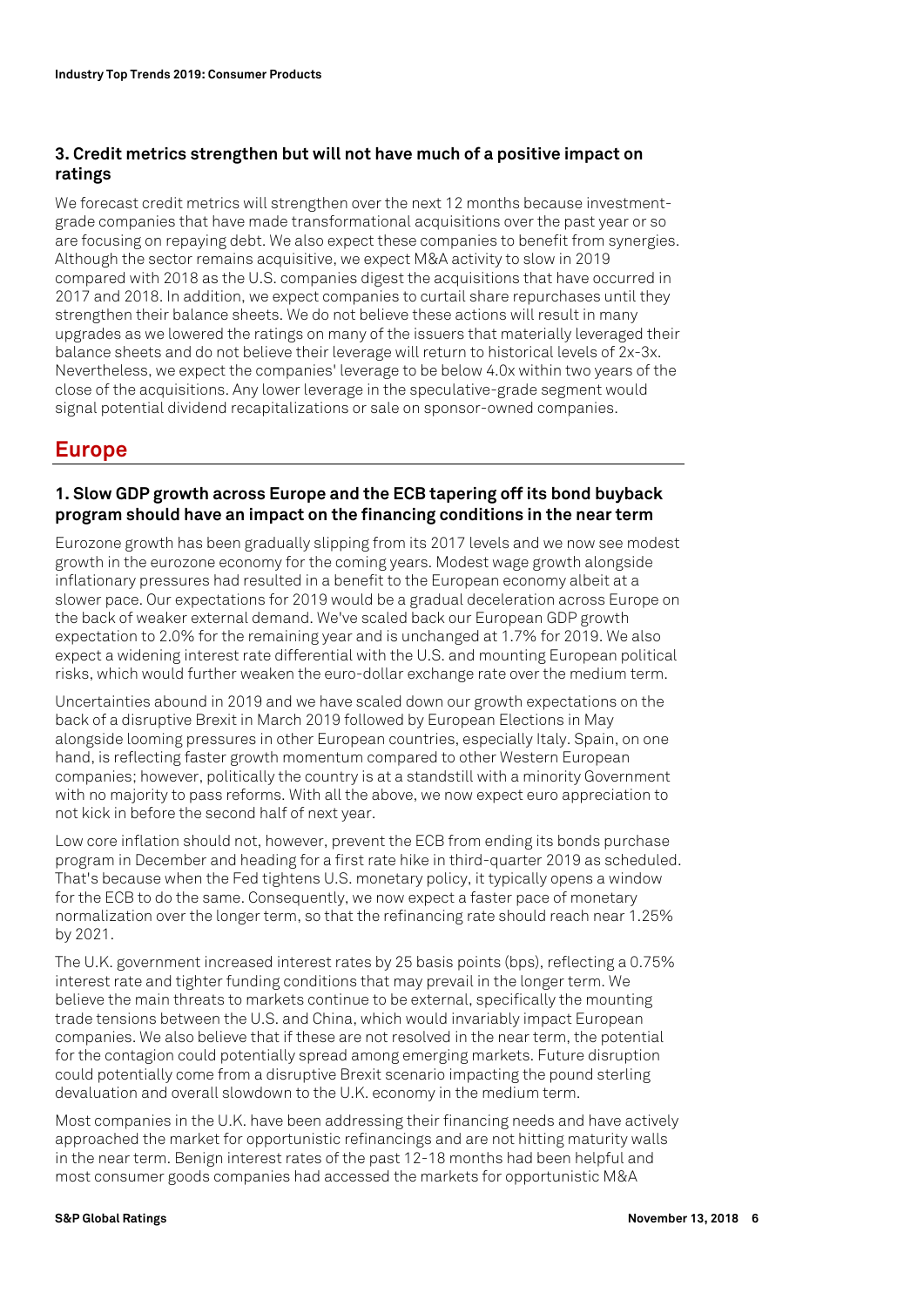### 3. Credit metrics strengthen but will not have much of a positive impact on ratings

We forecast credit metrics will strengthen over the next 12 months because investment-grade companies that have made transformational acquisitions over the past year or so are focusing on repaying debt. We also expect these companies to benefit from synergies. Although the sector remains acquisitive, we expect M&A activity to slow in 2019 compared with 2018 as the U.S. companies digest the acquisitions that have occurred in 2017 and 2018. In addition, we expect companies to curtail share repurchases until they strengthen their balance sheets. We do not believe these actions will result in many upgrades as we lowered the ratings on many of the issuers that materially leveraged their balance sheets and do not believe their leverage will return to historical levels of 2x-3x. Nevertheless, we expect the companies' leverage to be below 4.0x within two years of the close of the acquisitions. Any lower leverage in the speculative-grade segment would signal potential dividend recapitalizations or sale on sponsor-owned companies.

## Europe

### 1. Slow GDP growth across Europe and the ECB tapering off its bond buyback program should have an impact on the financing conditions in the near term

Eurozone growth has been gradually slipping from its 2017 levels and we now see modest growth in the eurozone economy for the coming years. Modest wage growth alongside inflationary pressures had resulted in a benefit to the European economy albeit at a slower pace. Our expectations for 2019 would be a gradual deceleration across Europe on the back of weaker external demand. We've scaled back our European GDP growth expectation to 2.0% for the remaining year and is unchanged at 1.7% for 2019. We also expect a widening interest rate differential with the U.S. and mounting European political risks, which would further weaken the euro-dollar exchange rate over the medium term.

Uncertainties abound in 2019 and we have scaled down our growth expectations on the back of a disruptive Brexit in March 2019 followed by European Elections in May alongside looming pressures in other European countries, especially Italy. Spain, on one hand, is reflecting faster growth momentum compared to other Western European companies; however, politically the country is at a standstill with a minority Government with no majority to pass reforms. With all the above, we now expect euro appreciation to not kick in before the second half of next year.

Low core inflation should not, however, prevent the ECB from ending its bonds purchase program in December and heading for a first rate hike in third-quarter 2019 as scheduled. That's because when the Fed tightens U.S. monetary policy, it typically opens a window for the ECB to do the same. Consequently, we now expect a faster pace of monetary normalization over the longer term, so that the refinancing rate should reach near 1.25% by 2021.

The U.K. government increased interest rates by 25 basis points (bps), reflecting a 0.75% interest rate and tighter funding conditions that may prevail in the longer term. We believe the main threats to markets continue to be external, specifically the mounting trade tensions between the U.S. and China, which would invariably impact European companies. We also believe that if these are not resolved in the near term, the potential for the contagion could potentially spread among emerging markets. Future disruption could potentially come from a disruptive Brexit scenario impacting the pound sterling devaluation and overall slowdown to the U.K. economy in the medium term.

Most companies in the U.K. have been addressing their financing needs and have actively approached the market for opportunistic refinancings and are not hitting maturity walls in the near term. Benign interest rates of the past 12-18 months had been helpful and most consumer goods companies had accessed the markets for opportunistic M&A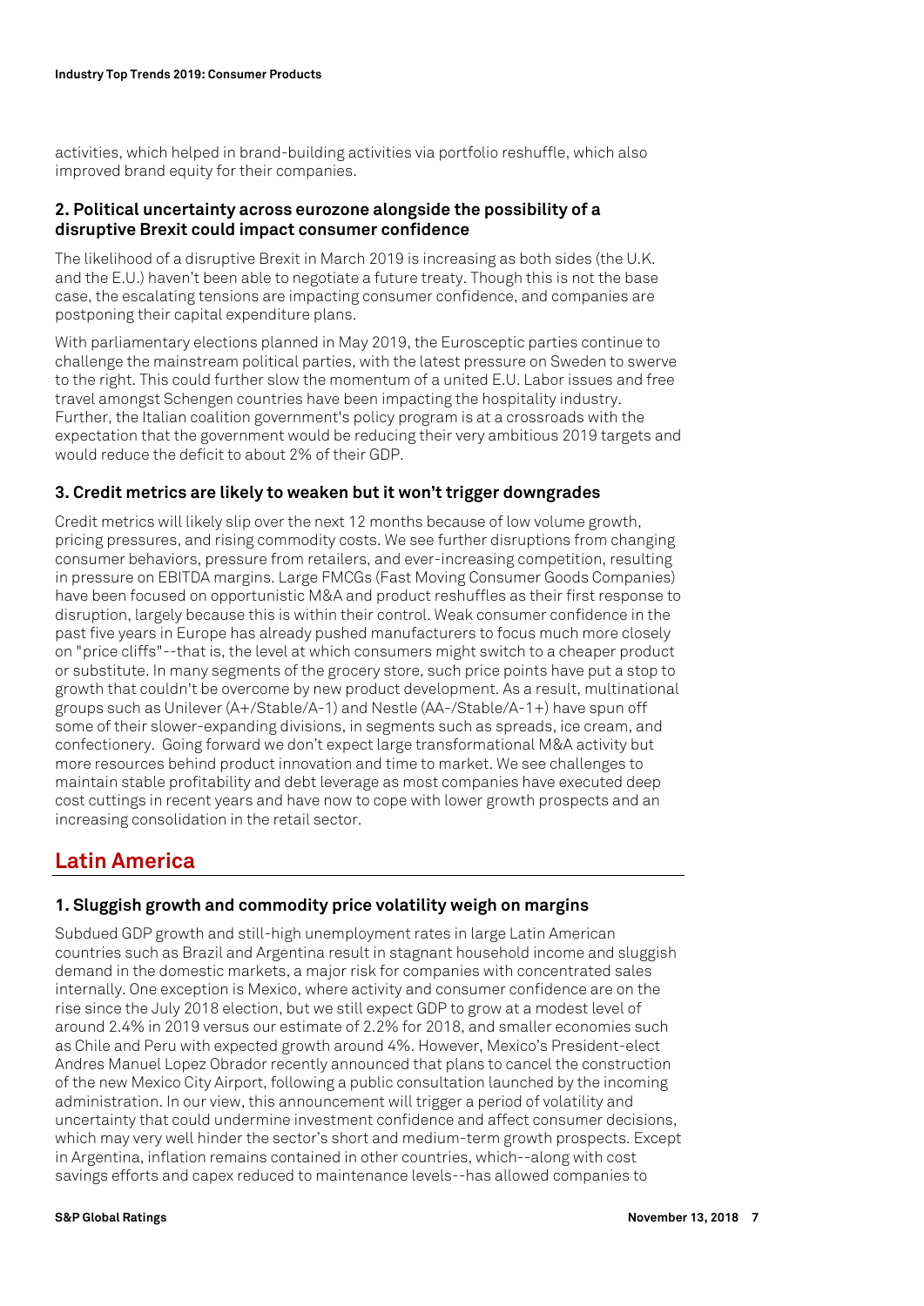activities, which helped in brand-building activities via portfolio reshuffle, which also improved brand equity for their companies.

### 2. Political uncertainty across eurozone alongside the possibility of a disruptive Brexit could impact consumer confidence

The likelihood of a disruptive Brexit in March 2019 is increasing as both sides (the U.K. and the E.U.) haven't been able to negotiate a future treaty. Though this is not the base case, the escalating tensions are impacting consumer confidence, and companies are postponing their capital expenditure plans.

With parliamentary elections planned in May 2019, the Eurosceptic parties continue to challenge the mainstream political parties, with the latest pressure on Sweden to swerve to the right. This could further slow the momentum of a united E.U. Labor issues and free travel amongst Schengen countries have been impacting the hospitality industry. Further, the Italian coalition government's policy program is at a crossroads with the expectation that the government would be reducing their very ambitious 2019 targets and would reduce the deficit to about 2% of their GDP.

### 3. Credit metrics are likely to weaken but it won't trigger downgrades

Credit metrics will likely slip over the next 12 months because of low volume growth, pricing pressures, and rising commodity costs. We see further disruptions from changing consumer behaviors, pressure from retailers, and ever-increasing competition, resulting in pressure on EBITDA margins. Large FMCGs (Fast Moving Consumer Goods Companies) have been focused on opportunistic M&A and product reshuffles as their first response to disruption, largely because this is within their control. Weak consumer confidence in the past five years in Europe has already pushed manufacturers to focus much more closely on "price cliffs"--that is, the level at which consumers might switch to a cheaper product or substitute. In many segments of the grocery store, such price points have put a stop to growth that couldn't be overcome by new product development. As a result, multinational groups such as Unilever (A+/Stable/A-1) and Nestle (AA-/Stable/A-1+) have spun off some of their slower-expanding divisions, in segments such as spreads, ice cream, and confectionery. Going forward we don't expect large transformational M&A activity but more resources behind product innovation and time to market. We see challenges to maintain stable profitability and debt leverage as most companies have executed deep cost cuttings in recent years and have now to cope with lower growth prospects and an increasing consolidation in the retail sector.

## Latin America

### 1. Sluggish growth and commodity price volatility weigh on margins

Subdued GDP growth and still-high unemployment rates in large Latin American countries such as Brazil and Argentina result in stagnant household income and sluggish demand in the domestic markets, a major risk for companies with concentrated sales internally. One exception is Mexico, where activity and consumer confidence are on the rise since the July 2018 election, but we still expect GDP to grow at a modest level of around 2.4% in 2019 versus our estimate of 2.2% for 2018, and smaller economies such as Chile and Peru with expected growth around 4%. However, Mexico's President-elect Andres Manuel Lopez Obrador recently announced that plans to cancel the construction of the new Mexico City Airport, following a public consultation launched by the incoming administration. In our view, this announcement will trigger a period of volatility and uncertainty that could undermine investment confidence and affect consumer decisions, which may very well hinder the sector's short and medium-term growth prospects. Except in Argentina, inflation remains contained in other countries, which--along with cost savings efforts and capex reduced to maintenance levels--has allowed companies to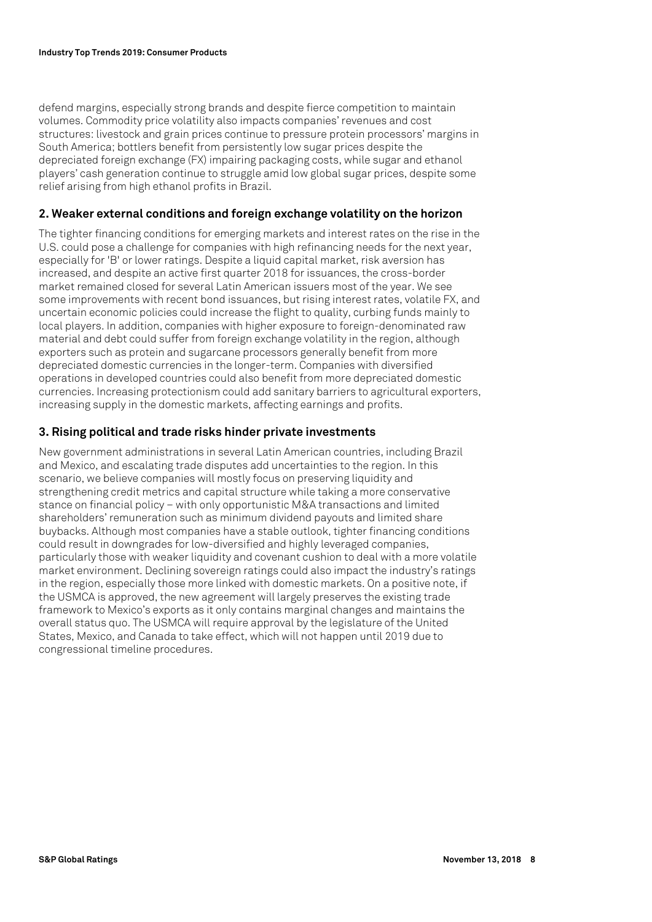defend margins, especially strong brands and despite fierce competition to maintain volumes. Commodity price volatility also impacts companies' revenues and cost structures: livestock and grain prices continue to pressure protein processors' margins in South America; bottlers benefit from persistently low sugar prices despite the depreciated foreign exchange (FX) impairing packaging costs, while sugar and ethanol players' cash generation continue to struggle amid low global sugar prices, despite some relief arising from high ethanol profits in Brazil.

### 2. Weaker external conditions and foreign exchange volatility on the horizon

The tighter financing conditions for emerging markets and interest rates on the rise in the U.S. could pose a challenge for companies with high refinancing needs for the next year, especially for 'B' or lower ratings. Despite a liquid capital market, risk aversion has increased, and despite an active first quarter 2018 for issuances, the cross-border market remained closed for several Latin American issuers most of the year. We see some improvements with recent bond issuances, but rising interest rates, volatile FX, and uncertain economic policies could increase the flight to quality, curbing funds mainly to local players. In addition, companies with higher exposure to foreign-denominated raw material and debt could suffer from foreign exchange volatility in the region, although exporters such as protein and sugarcane processors generally benefit from more depreciated domestic currencies in the longer-term. Companies with diversified operations in developed countries could also benefit from more depreciated domestic currencies. Increasing protectionism could add sanitary barriers to agricultural exporters, increasing supply in the domestic markets, affecting earnings and profits.

### 3. Rising political and trade risks hinder private investments

New government administrations in several Latin American countries, including Brazil and Mexico, and escalating trade disputes add uncertainties to the region. In this scenario, we believe companies will mostly focus on preserving liquidity and strengthening credit metrics and capital structure while taking a more conservative stance on financial policy – with only opportunistic M&A transactions and limited shareholders' remuneration such as minimum dividend payouts and limited share buybacks. Although most companies have a stable outlook, tighter financing conditions could result in downgrades for low-diversified and highly leveraged companies, particularly those with weaker liquidity and covenant cushion to deal with a more volatile market environment. Declining sovereign ratings could also impact the industry's ratings in the region, especially those more linked with domestic markets. On a positive note, if the USMCA is approved, the new agreement will largely preserves the existing trade framework to Mexico's exports as it only contains marginal changes and maintains the overall status quo. The USMCA will require approval by the legislature of the United States, Mexico, and Canada to take effect, which will not happen until 2019 due to congressional timeline procedures.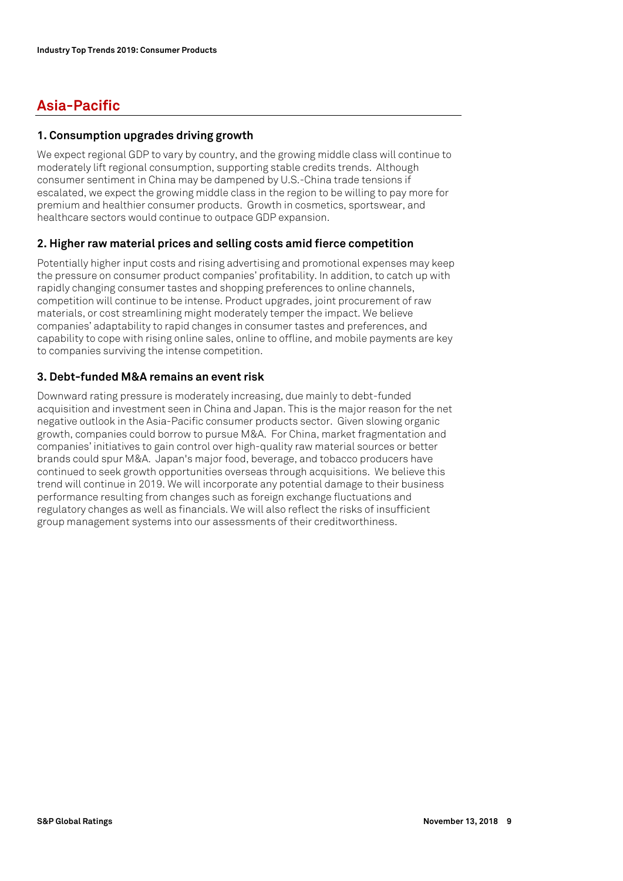## Asia-Pacific

### 1. Consumption upgrades driving growth

We expect regional GDP to vary by country, and the growing middle class will continue to moderately lift regional consumption, supporting stable credits trends. Although consumer sentiment in China may be dampened by U.S.-China trade tensions if escalated, we expect the growing middle class in the region to be willing to pay more for premium and healthier consumer products. Growth in cosmetics, sportswear, and healthcare sectors would continue to outpace GDP expansion.

### 2. Higher raw material prices and selling costs amid fierce competition

Potentially higher input costs and rising advertising and promotional expenses may keep the pressure on consumer product companies' profitability. In addition, to catch up with rapidly changing consumer tastes and shopping preferences to online channels, competition will continue to be intense. Product upgrades, joint procurement of raw materials, or cost streamlining might moderately temper the impact. We believe companies' adaptability to rapid changes in consumer tastes and preferences, and capability to cope with rising online sales, online to offline, and mobile payments are key to companies surviving the intense competition.

### 3. Debt-funded M&A remains an event risk

Downward rating pressure is moderately increasing, due mainly to debt-funded acquisition and investment seen in China and Japan. This is the major reason for the net negative outlook in the Asia-Pacific consumer products sector. Given slowing organic growth, companies could borrow to pursue M&A. For China, market fragmentation and companies' initiatives to gain control over high-quality raw material sources or better brands could spur M&A. Japan's major food, beverage, and tobacco producers have continued to seek growth opportunities overseas through acquisitions. We believe this trend will continue in 2019. We will incorporate any potential damage to their business performance resulting from changes such as foreign exchange fluctuations and regulatory changes as well as financials. We will also reflect the risks of insufficient group management systems into our assessments of their creditworthiness.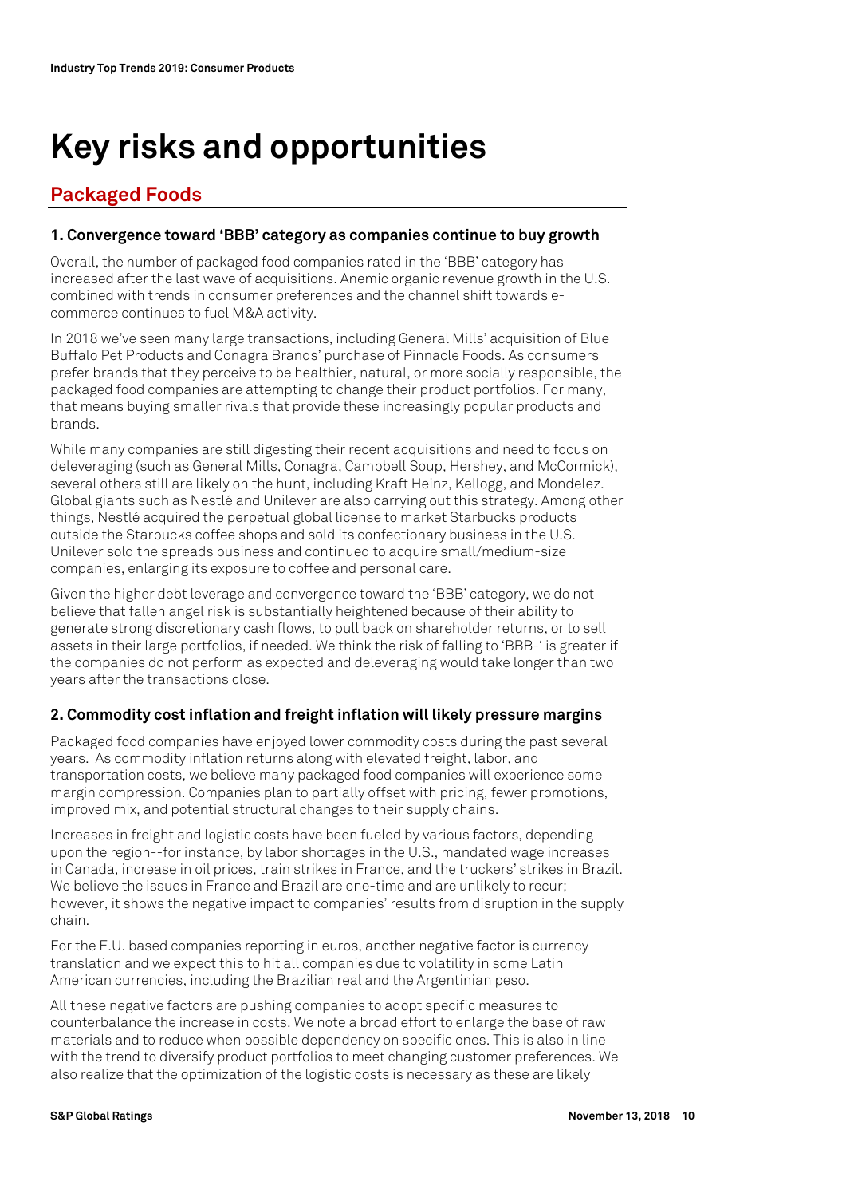# Key risks and opportunities

## Packaged Foods

### 1. Convergence toward 'BBB' category as companies continue to buy growth

Overall, the number of packaged food companies rated in the 'BBB' category has increased after the last wave of acquisitions. Anemic organic revenue growth in the U.S. combined with trends in consumer preferences and the channel shift towards e-commerce continues to fuel M&A activity.

In 2018 we've seen many large transactions, including General Mills' acquisition of Blue Buffalo Pet Products and Conagra Brands' purchase of Pinnacle Foods. As consumers prefer brands that they perceive to be healthier, natural, or more socially responsible, the packaged food companies are attempting to change their product portfolios. For many, that means buying smaller rivals that provide these increasingly popular products and brands.

While many companies are still digesting their recent acquisitions and need to focus on deleveraging (such as General Mills, Conagra, Campbell Soup, Hershey, and McCormick), several others still are likely on the hunt, including Kraft Heinz, Kellogg, and Mondelez. Global giants such as Nestlé and Unilever are also carrying out this strategy. Among other things, Nestlé acquired the perpetual global license to market Starbucks products outside the Starbucks coffee shops and sold its confectionary business in the U.S. Unilever sold the spreads business and continued to acquire small/medium-size companies, enlarging its exposure to coffee and personal care.

Given the higher debt leverage and convergence toward the 'BBB' category, we do not believe that fallen angel risk is substantially heightened because of their ability to generate strong discretionary cash flows, to pull back on shareholder returns, or to sell assets in their large portfolios, if needed. We think the risk of falling to 'BBB-' is greater if the companies do not perform as expected and deleveraging would take longer than two years after the transactions close.

### 2. Commodity cost inflation and freight inflation will likely pressure margins

Packaged food companies have enjoyed lower commodity costs during the past several years. As commodity inflation returns along with elevated freight, labor, and transportation costs, we believe many packaged food companies will experience some margin compression. Companies plan to partially offset with pricing, fewer promotions, improved mix, and potential structural changes to their supply chains.

Increases in freight and logistic costs have been fueled by various factors, depending upon the region--for instance, by labor shortages in the U.S., mandated wage increases in Canada, increase in oil prices, train strikes in France, and the truckers' strikes in Brazil. We believe the issues in France and Brazil are one-time and are unlikely to recur; however, it shows the negative impact to companies' results from disruption in the supply chain.

For the E.U. based companies reporting in euros, another negative factor is currency translation and we expect this to hit all companies due to volatility in some Latin American currencies, including the Brazilian real and the Argentinian peso.

All these negative factors are pushing companies to adopt specific measures to counterbalance the increase in costs. We note a broad effort to enlarge the base of raw materials and to reduce when possible dependency on specific ones. This is also in line with the trend to diversify product portfolios to meet changing customer preferences. We also realize that the optimization of the logistic costs is necessary as these are likely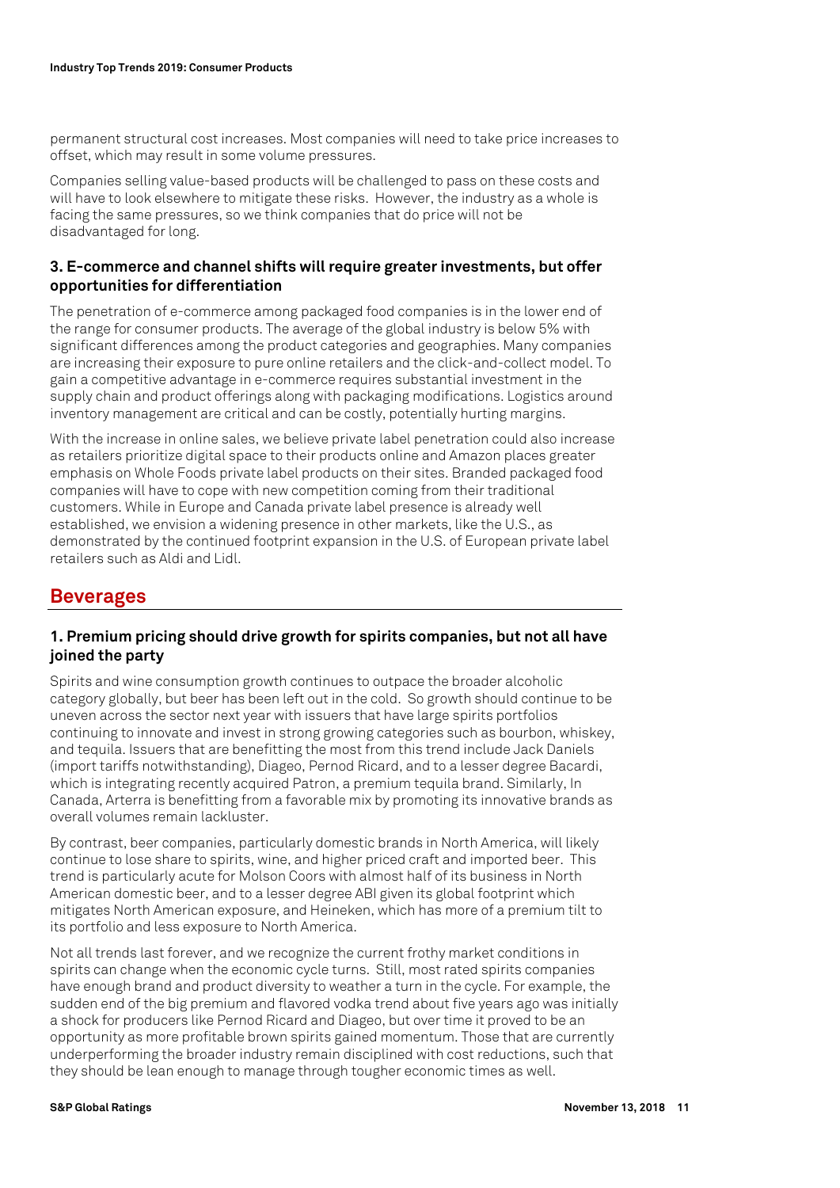permanent structural cost increases. Most companies will need to take price increases to offset, which may result in some volume pressures.

Companies selling value-based products will be challenged to pass on these costs and will have to look elsewhere to mitigate these risks. However, the industry as a whole is facing the same pressures, so we think companies that do price will not be disadvantaged for long.

### 3. E-commerce and channel shifts will require greater investments, but offer opportunities for differentiation

The penetration of e-commerce among packaged food companies is in the lower end of the range for consumer products. The average of the global industry is below 5% with significant differences among the product categories and geographies. Many companies are increasing their exposure to pure online retailers and the click-and-collect model. To gain a competitive advantage in e-commerce requires substantial investment in the supply chain and product offerings along with packaging modifications. Logistics around inventory management are critical and can be costly, potentially hurting margins.

With the increase in online sales, we believe private label penetration could also increase as retailers prioritize digital space to their products online and Amazon places greater emphasis on Whole Foods private label products on their sites. Branded packaged food companies will have to cope with new competition coming from their traditional customers. While in Europe and Canada private label presence is already well established, we envision a widening presence in other markets, like the U.S., as demonstrated by the continued footprint expansion in the U.S. of European private label retailers such as Aldi and Lidl.

## Beverages

### 1. Premium pricing should drive growth for spirits companies, but not all have joined the party

Spirits and wine consumption growth continues to outpace the broader alcoholic category globally, but beer has been left out in the cold. So growth should continue to be uneven across the sector next year with issuers that have large spirits portfolios continuing to innovate and invest in strong growing categories such as bourbon, whiskey, and tequila. Issuers that are benefitting the most from this trend include Jack Daniels (import tariffs notwithstanding), Diageo, Pernod Ricard, and to a lesser degree Bacardi, which is integrating recently acquired Patron, a premium tequila brand. Similarly, In Canada, Arterra is benefitting from a favorable mix by promoting its innovative brands as overall volumes remain lackluster.

By contrast, beer companies, particularly domestic brands in North America, will likely continue to lose share to spirits, wine, and higher priced craft and imported beer. This trend is particularly acute for Molson Coors with almost half of its business in North American domestic beer, and to a lesser degree ABI given its global footprint which mitigates North American exposure, and Heineken, which has more of a premium tilt to its portfolio and less exposure to North America.

Not all trends last forever, and we recognize the current frothy market conditions in spirits can change when the economic cycle turns. Still, most rated spirits companies have enough brand and product diversity to weather a turn in the cycle. For example, the sudden end of the big premium and flavored vodka trend about five years ago was initially a shock for producers like Pernod Ricard and Diageo, but over time it proved to be an opportunity as more profitable brown spirits gained momentum. Those that are currently underperforming the broader industry remain disciplined with cost reductions, such that they should be lean enough to manage through tougher economic times as well.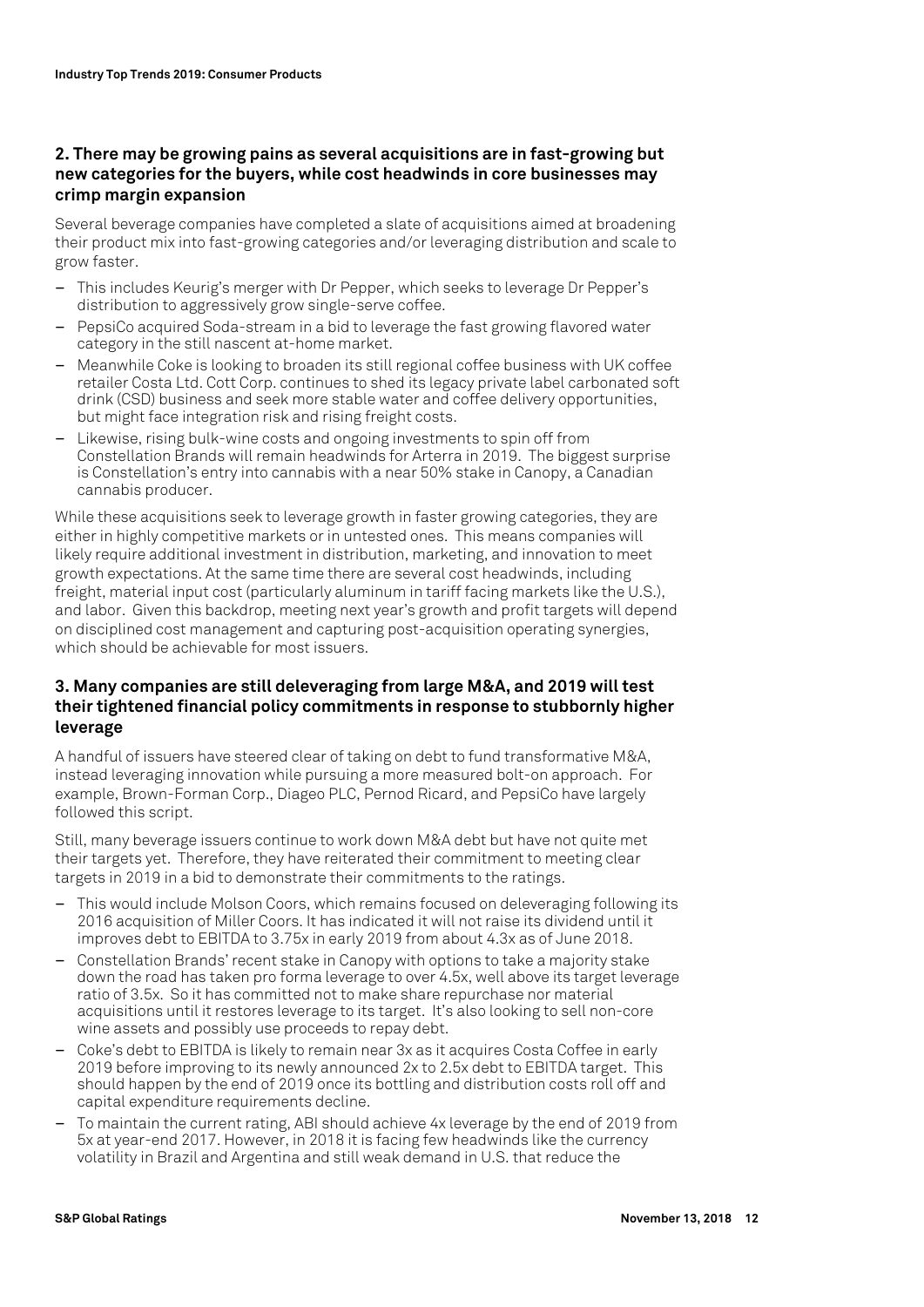### 2. There may be growing pains as several acquisitions are in fast-growing but new categories for the buyers, while cost headwinds in core businesses may crimp margin expansion

Several beverage companies have completed a slate of acquisitions aimed at broadening their product mix into fast-growing categories and/or leveraging distribution and scale to grow faster.

- This includes Keurig's merger with Dr Pepper, which seeks to leverage Dr Pepper's distribution to aggressively grow single-serve coffee.
- PepsiCo acquired Soda-stream in a bid to leverage the fast growing flavored water category in the still nascent at-home market.
- Meanwhile Coke is looking to broaden its still regional coffee business with UK coffee retailer Costa Ltd. Cott Corp. continues to shed its legacy private label carbonated soft drink (CSD) business and seek more stable water and coffee delivery opportunities, but might face integration risk and rising freight costs.
- Likewise, rising bulk-wine costs and ongoing investments to spin off from Constellation Brands will remain headwinds for Arterra in 2019. The biggest surprise is Constellation's entry into cannabis with a near 50% stake in Canopy, a Canadian cannabis producer.

While these acquisitions seek to leverage growth in faster growing categories, they are either in highly competitive markets or in untested ones. This means companies will likely require additional investment in distribution, marketing, and innovation to meet growth expectations. At the same time there are several cost headwinds, including freight, material input cost (particularly aluminum in tariff facing markets like the U.S.), and labor. Given this backdrop, meeting next year's growth and profit targets will depend on disciplined cost management and capturing post-acquisition operating synergies, which should be achievable for most issuers.

### 3. Many companies are still deleveraging from large M&A, and 2019 will test their tightened financial policy commitments in response to stubbornly higher leverage

A handful of issuers have steered clear of taking on debt to fund transformative M&A, instead leveraging innovation while pursuing a more measured bolt-on approach. For example, Brown-Forman Corp., Diageo PLC, Pernod Ricard, and PepsiCo have largely followed this script.

Still, many beverage issuers continue to work down M&A debt but have not quite met their targets yet. Therefore, they have reiterated their commitment to meeting clear targets in 2019 in a bid to demonstrate their commitments to the ratings.

- This would include Molson Coors, which remains focused on deleveraging following its 2016 acquisition of Miller Coors. It has indicated it will not raise its dividend until it improves debt to EBITDA to 3.75x in early 2019 from about 4.3x as of June 2018.
- Constellation Brands' recent stake in Canopy with options to take a majority stake down the road has taken pro forma leverage to over 4.5x, well above its target leverage ratio of 3.5x. So it has committed not to make share repurchase nor material acquisitions until it restores leverage to its target. It's also looking to sell non-core wine assets and possibly use proceeds to repay debt.
- Coke's debt to EBITDA is likely to remain near 3x as it acquires Costa Coffee in early 2019 before improving to its newly announced 2x to 2.5x debt to EBITDA target. This should happen by the end of 2019 once its bottling and distribution costs roll off and capital expenditure requirements decline.
- To maintain the current rating, ABI should achieve 4x leverage by the end of 2019 from 5x at year-end 2017. However, in 2018 it is facing few headwinds like the currency volatility in Brazil and Argentina and still weak demand in U.S. that reduce the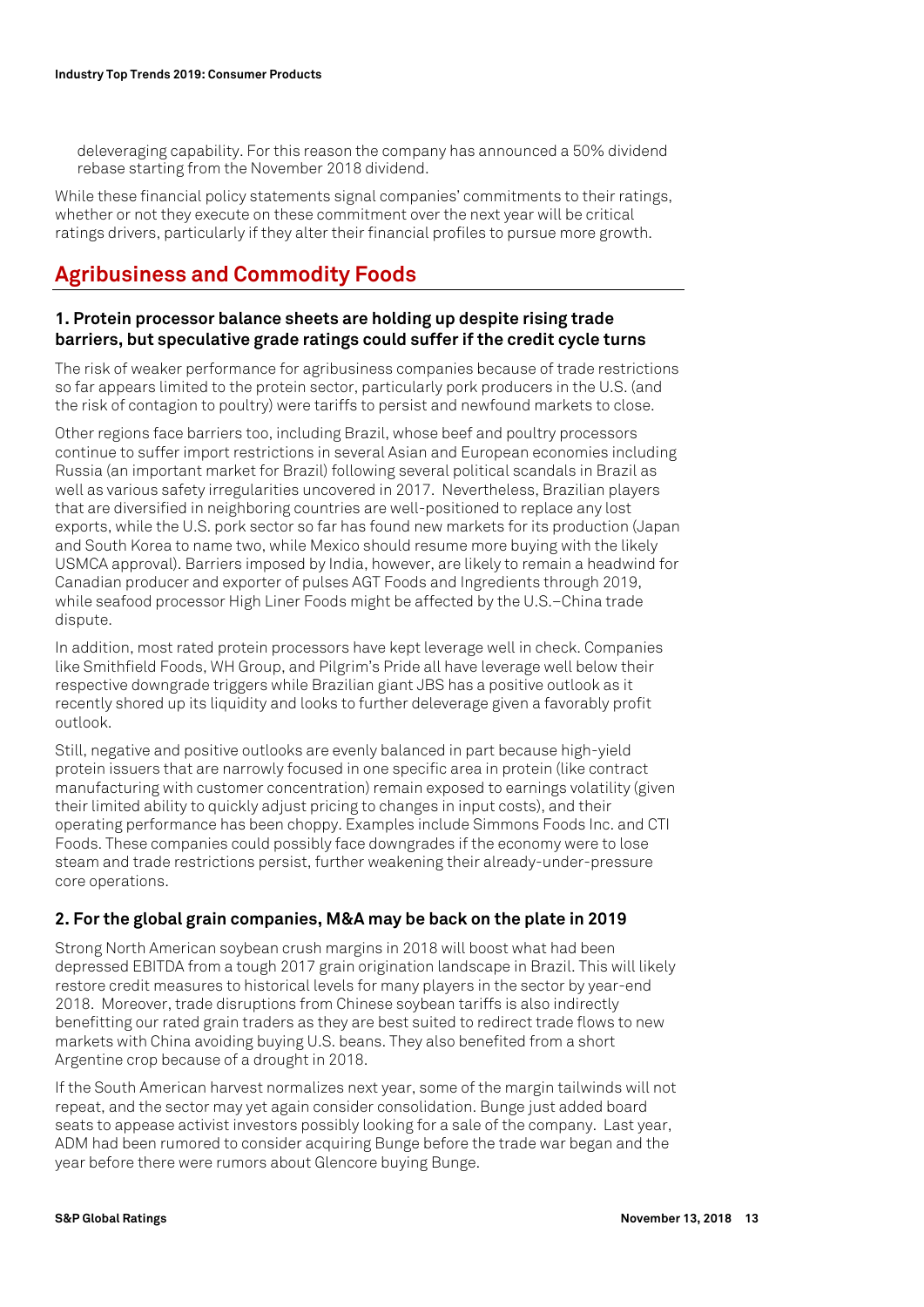deleveraging capability. For this reason the company has announced a 50% dividend rebase starting from the November 2018 dividend.

While these financial policy statements signal companies' commitments to their ratings, whether or not they execute on these commitment over the next year will be critical ratings drivers, particularly if they alter their financial profiles to pursue more growth.

## Agribusiness and Commodity Foods

### 1. Protein processor balance sheets are holding up despite rising trade barriers, but speculative grade ratings could suffer if the credit cycle turns

The risk of weaker performance for agribusiness companies because of trade restrictions so far appears limited to the protein sector, particularly pork producers in the U.S. (and the risk of contagion to poultry) were tariffs to persist and newfound markets to close.

Other regions face barriers too, including Brazil, whose beef and poultry processors continue to suffer import restrictions in several Asian and European economies including Russia (an important market for Brazil) following several political scandals in Brazil as well as various safety irregularities uncovered in 2017. Nevertheless, Brazilian players that are diversified in neighboring countries are well-positioned to replace any lost exports, while the U.S. pork sector so far has found new markets for its production (Japan and South Korea to name two, while Mexico should resume more buying with the likely USMCA approval). Barriers imposed by India, however, are likely to remain a headwind for Canadian producer and exporter of pulses AGT Foods and Ingredients through 2019, while seafood processor High Liner Foods might be affected by the U.S.–China trade dispute.

In addition, most rated protein processors have kept leverage well in check. Companies like Smithfield Foods, WH Group, and Pilgrim's Pride all have leverage well below their respective downgrade triggers while Brazilian giant JBS has a positive outlook as it recently shored up its liquidity and looks to further deleverage given a favorably profit outlook.

Still, negative and positive outlooks are evenly balanced in part because high-yield protein issuers that are narrowly focused in one specific area in protein (like contract manufacturing with customer concentration) remain exposed to earnings volatility (given their limited ability to quickly adjust pricing to changes in input costs), and their operating performance has been choppy. Examples include Simmons Foods Inc. and CTI Foods. These companies could possibly face downgrades if the economy were to lose steam and trade restrictions persist, further weakening their already-under-pressure core operations.

### 2. For the global grain companies, M&A may be back on the plate in 2019

Strong North American soybean crush margins in 2018 will boost what had been depressed EBITDA from a tough 2017 grain origination landscape in Brazil. This will likely restore credit measures to historical levels for many players in the sector by year-end 2018. Moreover, trade disruptions from Chinese soybean tariffs is also indirectly benefitting our rated grain traders as they are best suited to redirect trade flows to new markets with China avoiding buying U.S. beans. They also benefited from a short Argentine crop because of a drought in 2018.

If the South American harvest normalizes next year, some of the margin tailwinds will not repeat, and the sector may yet again consider consolidation. Bunge just added board seats to appease activist investors possibly looking for a sale of the company. Last year, ADM had been rumored to consider acquiring Bunge before the trade war began and the year before there were rumors about Glencore buying Bunge.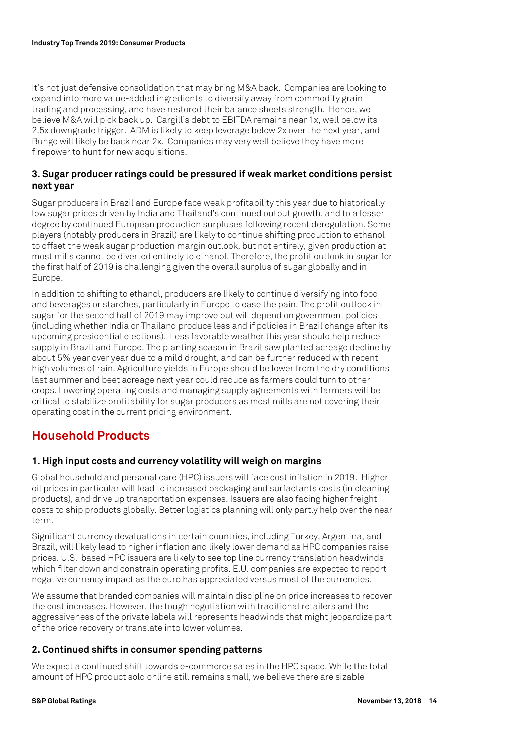It's not just defensive consolidation that may bring M&A back. Companies are looking to expand into more value-added ingredients to diversify away from commodity grain trading and processing, and have restored their balance sheets strength. Hence, we believe M&A will pick back up. Cargill's debt to EBITDA remains near 1x, well below its 2.5x downgrade trigger. ADM is likely to keep leverage below 2x over the next year, and Bunge will likely be back near 2x. Companies may very well believe they have more firepower to hunt for new acquisitions.

### 3. Sugar producer ratings could be pressured if weak market conditions persist next year

Sugar producers in Brazil and Europe face weak profitability this year due to historically low sugar prices driven by India and Thailand's continued output growth, and to a lesser degree by continued European production surpluses following recent deregulation. Some players (notably producers in Brazil) are likely to continue shifting production to ethanol to offset the weak sugar production margin outlook, but not entirely, given production at most mills cannot be diverted entirely to ethanol. Therefore, the profit outlook in sugar for the first half of 2019 is challenging given the overall surplus of sugar globally and in Europe.

In addition to shifting to ethanol, producers are likely to continue diversifying into food and beverages or starches, particularly in Europe to ease the pain. The profit outlook in sugar for the second half of 2019 may improve but will depend on government policies (including whether India or Thailand produce less and if policies in Brazil change after its upcoming presidential elections). Less favorable weather this year should help reduce supply in Brazil and Europe. The planting season in Brazil saw planted acreage decline by about 5% year over year due to a mild drought, and can be further reduced with recent high volumes of rain. Agriculture yields in Europe should be lower from the dry conditions last summer and beet acreage next year could reduce as farmers could turn to other crops. Lowering operating costs and managing supply agreements with farmers will be critical to stabilize profitability for sugar producers as most mills are not covering their operating cost in the current pricing environment.

## Household Products

### 1. High input costs and currency volatility will weigh on margins

Global household and personal care (HPC) issuers will face cost inflation in 2019. Higher oil prices in particular will lead to increased packaging and surfactants costs (in cleaning products), and drive up transportation expenses. Issuers are also facing higher freight costs to ship products globally. Better logistics planning will only partly help over the near term.

Significant currency devaluations in certain countries, including Turkey, Argentina, and Brazil, will likely lead to higher inflation and likely lower demand as HPC companies raise prices. U.S.-based HPC issuers are likely to see top line currency translation headwinds which filter down and constrain operating profits. E.U. companies are expected to report negative currency impact as the euro has appreciated versus most of the currencies.

We assume that branded companies will maintain discipline on price increases to recover the cost increases. However, the tough negotiation with traditional retailers and the aggressiveness of the private labels will represents headwinds that might jeopardize part of the price recovery or translate into lower volumes.

### 2. Continued shifts in consumer spending patterns

We expect a continued shift towards e-commerce sales in the HPC space. While the total amount of HPC product sold online still remains small, we believe there are sizable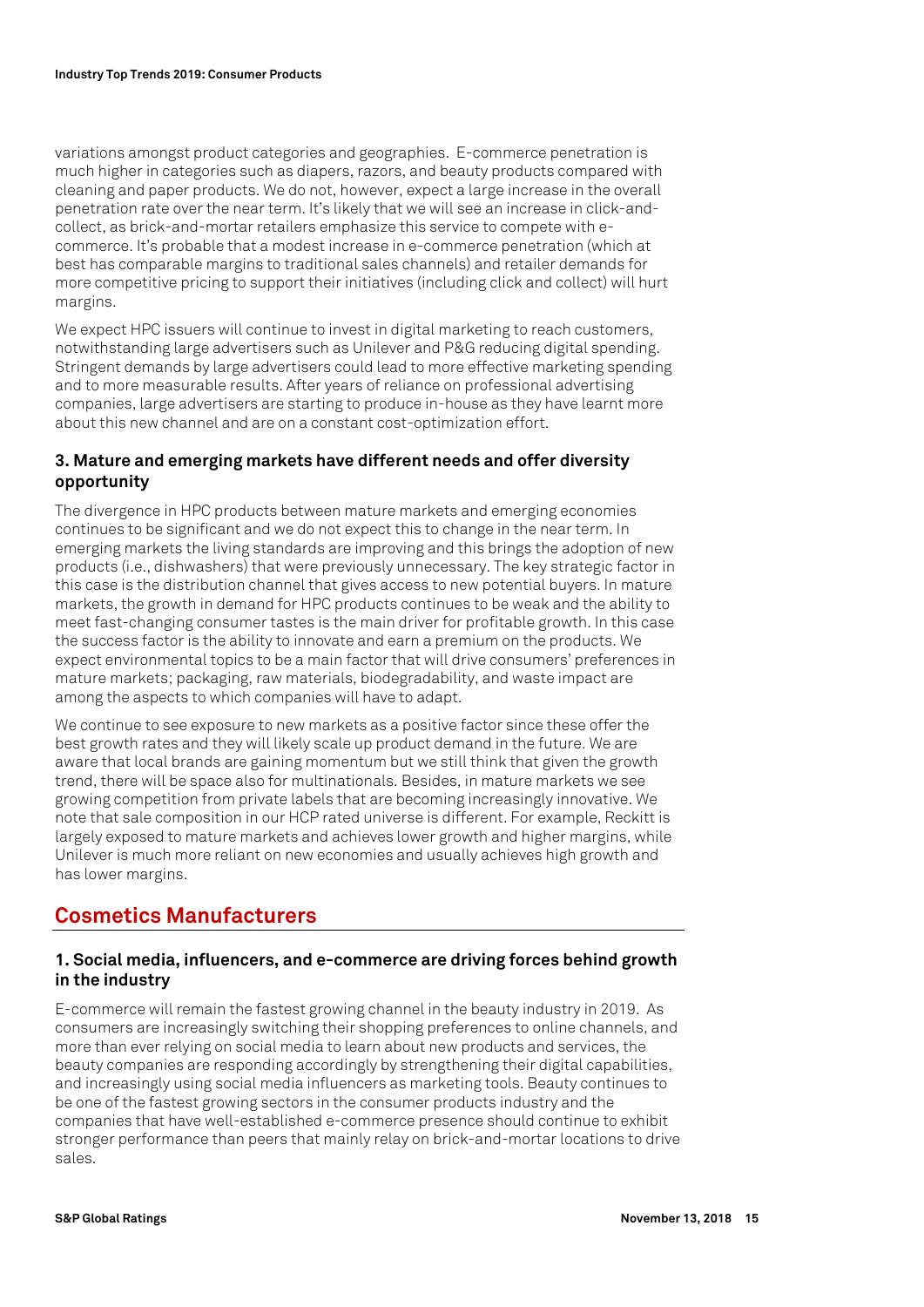variations amongst product categories and geographies. E-commerce penetration is much higher in categories such as diapers, razors, and beauty products compared with cleaning and paper products. We do not, however, expect a large increase in the overall penetration rate over the near term. It's likely that we will see an increase in click-and-collect, as brick-and-mortar retailers emphasize this service to compete with e-commerce. It's probable that a modest increase in e-commerce penetration (which at best has comparable margins to traditional sales channels) and retailer demands for more competitive pricing to support their initiatives (including click and collect) will hurt margins.

We expect HPC issuers will continue to invest in digital marketing to reach customers, notwithstanding large advertisers such as Unilever and P&G reducing digital spending. Stringent demands by large advertisers could lead to more effective marketing spending and to more measurable results. After years of reliance on professional advertising companies, large advertisers are starting to produce in-house as they have learnt more about this new channel and are on a constant cost-optimization effort.

### 3. Mature and emerging markets have different needs and offer diversity opportunity

The divergence in HPC products between mature markets and emerging economies continues to be significant and we do not expect this to change in the near term. In emerging markets the living standards are improving and this brings the adoption of new products (i.e., dishwashers) that were previously unnecessary. The key strategic factor in this case is the distribution channel that gives access to new potential buyers. In mature markets, the growth in demand for HPC products continues to be weak and the ability to meet fast-changing consumer tastes is the main driver for profitable growth. In this case the success factor is the ability to innovate and earn a premium on the products. We expect environmental topics to be a main factor that will drive consumers' preferences in mature markets; packaging, raw materials, biodegradability, and waste impact are among the aspects to which companies will have to adapt.

We continue to see exposure to new markets as a positive factor since these offer the best growth rates and they will likely scale up product demand in the future. We are aware that local brands are gaining momentum but we still think that given the growth trend, there will be space also for multinationals. Besides, in mature markets we see growing competition from private labels that are becoming increasingly innovative. We note that sale composition in our HCP rated universe is different. For example, Reckitt is largely exposed to mature markets and achieves lower growth and higher margins, while Unilever is much more reliant on new economies and usually achieves high growth and has lower margins.

## Cosmetics Manufacturers

### 1. Social media, influencers, and e-commerce are driving forces behind growth in the industry

E-commerce will remain the fastest growing channel in the beauty industry in 2019. As consumers are increasingly switching their shopping preferences to online channels, and more than ever relying on social media to learn about new products and services, the beauty companies are responding accordingly by strengthening their digital capabilities, and increasingly using social media influencers as marketing tools. Beauty continues to be one of the fastest growing sectors in the consumer products industry and the companies that have well-established e-commerce presence should continue to exhibit stronger performance than peers that mainly relay on brick-and-mortar locations to drive sales.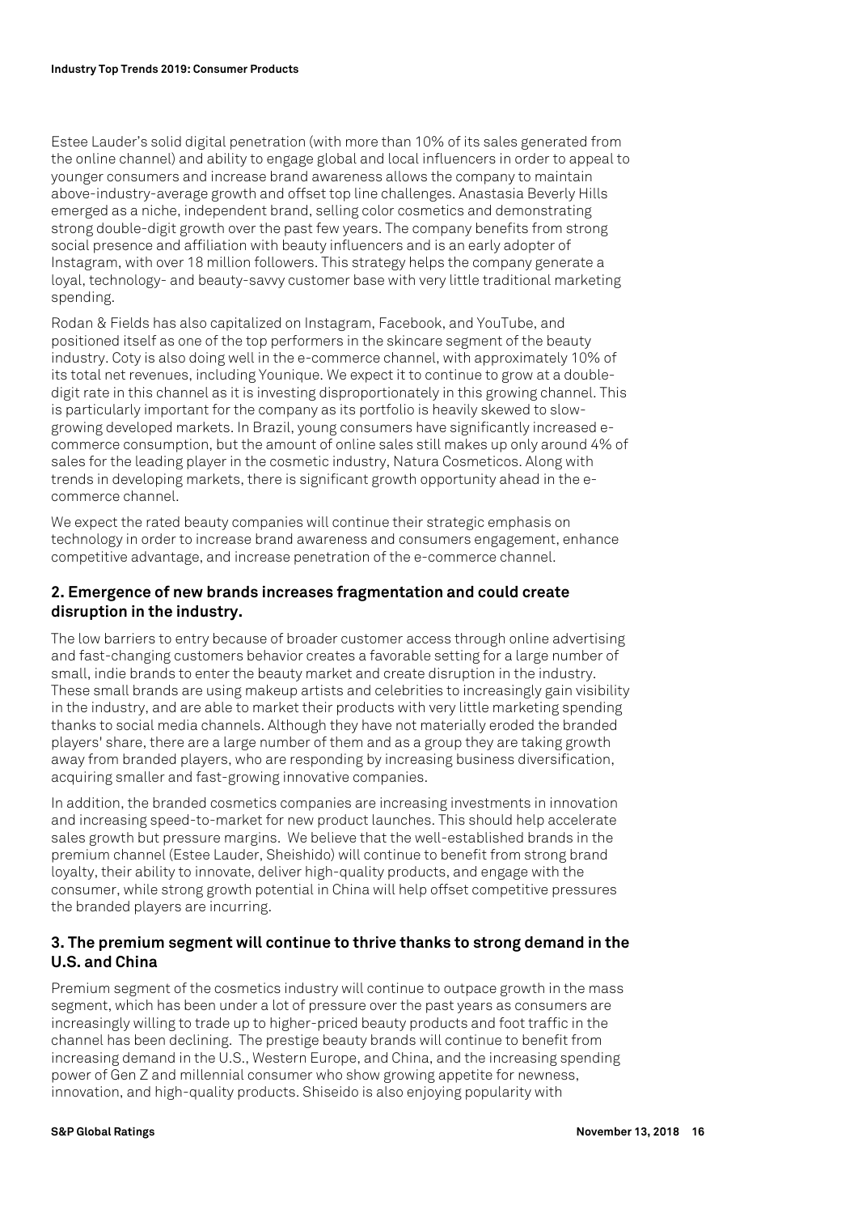Estee Lauder's solid digital penetration (with more than 10% of its sales generated from the online channel) and ability to engage global and local influencers in order to appeal to younger consumers and increase brand awareness allows the company to maintain above-industry-average growth and offset top line challenges. Anastasia Beverly Hills emerged as a niche, independent brand, selling color cosmetics and demonstrating strong double-digit growth over the past few years. The company benefits from strong social presence and affiliation with beauty influencers and is an early adopter of Instagram, with over 18 million followers. This strategy helps the company generate a loyal, technology- and beauty-savvy customer base with very little traditional marketing spending.

Rodan & Fields has also capitalized on Instagram, Facebook, and YouTube, and positioned itself as one of the top performers in the skincare segment of the beauty industry. Coty is also doing well in the e-commerce channel, with approximately 10% of its total net revenues, including Younique. We expect it to continue to grow at a double-digit rate in this channel as it is investing disproportionately in this growing channel. This is particularly important for the company as its portfolio is heavily skewed to slow-growing developed markets. In Brazil, young consumers have significantly increased e-commerce consumption, but the amount of online sales still makes up only around 4% of sales for the leading player in the cosmetic industry, Natura Cosmeticos. Along with trends in developing markets, there is significant growth opportunity ahead in the e-commerce channel.

We expect the rated beauty companies will continue their strategic emphasis on technology in order to increase brand awareness and consumers engagement, enhance competitive advantage, and increase penetration of the e-commerce channel.

### 2. Emergence of new brands increases fragmentation and could create disruption in the industry.

The low barriers to entry because of broader customer access through online advertising and fast-changing customers behavior creates a favorable setting for a large number of small, indie brands to enter the beauty market and create disruption in the industry. These small brands are using makeup artists and celebrities to increasingly gain visibility in the industry, and are able to market their products with very little marketing spending thanks to social media channels. Although they have not materially eroded the branded players' share, there are a large number of them and as a group they are taking growth away from branded players, who are responding by increasing business diversification, acquiring smaller and fast-growing innovative companies.

In addition, the branded cosmetics companies are increasing investments in innovation and increasing speed-to-market for new product launches. This should help accelerate sales growth but pressure margins. We believe that the well-established brands in the premium channel (Estee Lauder, Sheishido) will continue to benefit from strong brand loyalty, their ability to innovate, deliver high-quality products, and engage with the consumer, while strong growth potential in China will help offset competitive pressures the branded players are incurring.

### 3. The premium segment will continue to thrive thanks to strong demand in the U.S. and China

Premium segment of the cosmetics industry will continue to outpace growth in the mass segment, which has been under a lot of pressure over the past years as consumers are increasingly willing to trade up to higher-priced beauty products and foot traffic in the channel has been declining. The prestige beauty brands will continue to benefit from increasing demand in the U.S., Western Europe, and China, and the increasing spending power of Gen Z and millennial consumer who show growing appetite for newness, innovation, and high-quality products. Shiseido is also enjoying popularity with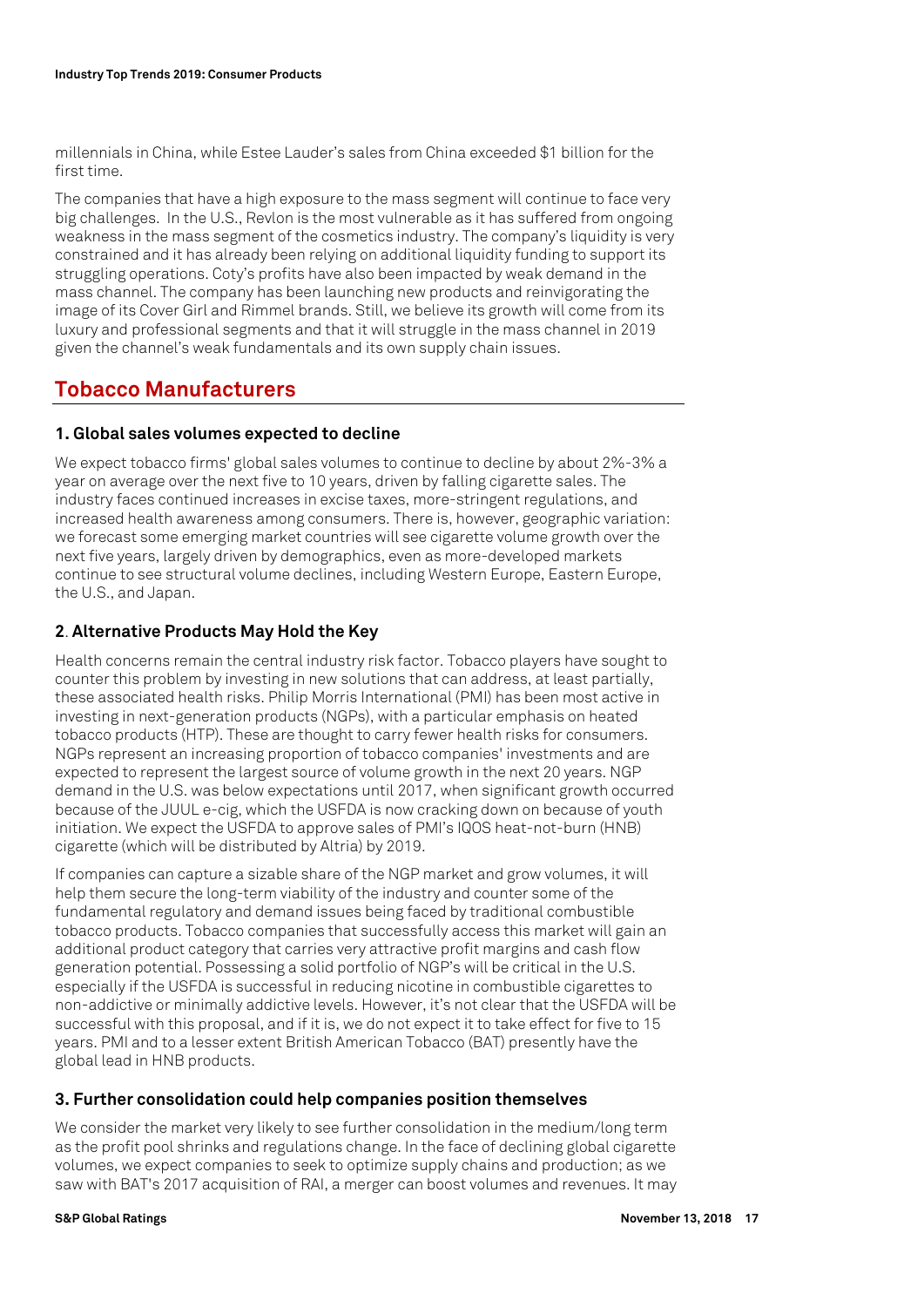millennials in China, while Estee Lauder's sales from China exceeded $1 billion for the first time.

The companies that have a high exposure to the mass segment will continue to face very big challenges. In the U.S., Revlon is the most vulnerable as it has suffered from ongoing weakness in the mass segment of the cosmetics industry. The company's liquidity is very constrained and it has already been relying on additional liquidity funding to support its struggling operations. Coty's profits have also been impacted by weak demand in the mass channel. The company has been launching new products and reinvigorating the image of its Cover Girl and Rimmel brands. Still, we believe its growth will come from its luxury and professional segments and that it will struggle in the mass channel in 2019 given the channel's weak fundamentals and its own supply chain issues.

## Tobacco Manufacturers

### 1. Global sales volumes expected to decline

We expect tobacco firms' global sales volumes to continue to decline by about 2%-3% a year on average over the next five to 10 years, driven by falling cigarette sales. The industry faces continued increases in excise taxes, more-stringent regulations, and increased health awareness among consumers. There is, however, geographic variation: we forecast some emerging market countries will see cigarette volume growth over the next five years, largely driven by demographics, even as more-developed markets continue to see structural volume declines, including Western Europe, Eastern Europe, the U.S., and Japan.

### 2. Alternative Products May Hold the Key

Health concerns remain the central industry risk factor. Tobacco players have sought to counter this problem by investing in new solutions that can address, at least partially, these associated health risks. Philip Morris International (PMI) has been most active in investing in next-generation products (NGPs), with a particular emphasis on heated tobacco products (HTP). These are thought to carry fewer health risks for consumers. NGPs represent an increasing proportion of tobacco companies' investments and are expected to represent the largest source of volume growth in the next 20 years. NGP demand in the U.S. was below expectations until 2017, when significant growth occurred because of the JUUL e-cig, which the USFDA is now cracking down on because of youth initiation. We expect the USFDA to approve sales of PMI's IQOS heat-not-burn (HNB) cigarette (which will be distributed by Altria) by 2019.

If companies can capture a sizable share of the NGP market and grow volumes, it will help them secure the long-term viability of the industry and counter some of the fundamental regulatory and demand issues being faced by traditional combustible tobacco products. Tobacco companies that successfully access this market will gain an additional product category that carries very attractive profit margins and cash flow generation potential. Possessing a solid portfolio of NGP's will be critical in the U.S. especially if the USFDA is successful in reducing nicotine in combustible cigarettes to non-addictive or minimally addictive levels. However, it's not clear that the USFDA will be successful with this proposal, and if it is, we do not expect it to take effect for five to 15 years. PMI and to a lesser extent British American Tobacco (BAT) presently have the global lead in HNB products.

### 3. Further consolidation could help companies position themselves

We consider the market very likely to see further consolidation in the medium/long term as the profit pool shrinks and regulations change. In the face of declining global cigarette volumes, we expect companies to seek to optimize supply chains and production; as we saw with BAT's 2017 acquisition of RAI, a merger can boost volumes and revenues. It may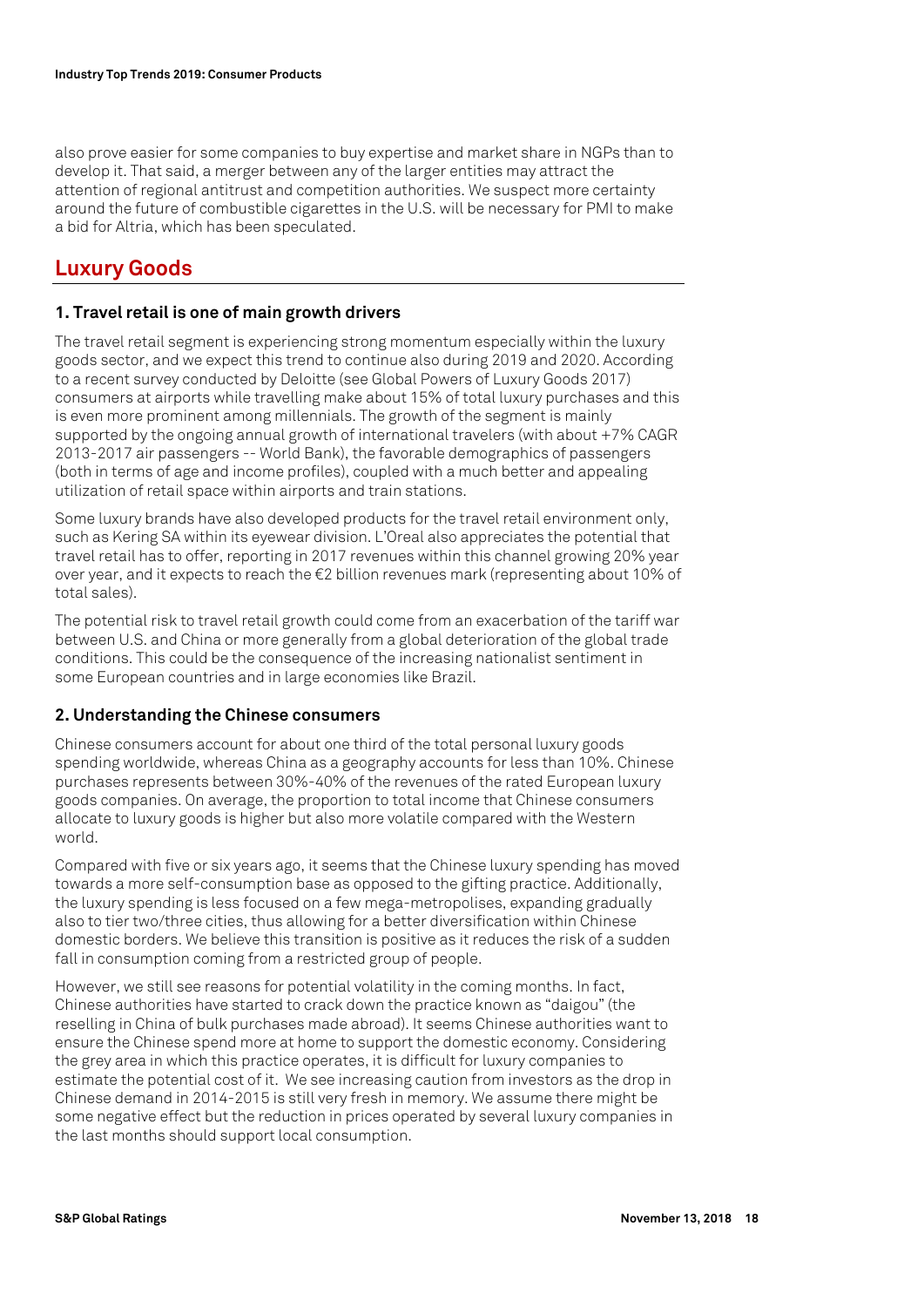also prove easier for some companies to buy expertise and market share in NGPs than to develop it. That said, a merger between any of the larger entities may attract the attention of regional antitrust and competition authorities. We suspect more certainty around the future of combustible cigarettes in the U.S. will be necessary for PMI to make a bid for Altria, which has been speculated.

## Luxury Goods

### 1. Travel retail is one of main growth drivers

The travel retail segment is experiencing strong momentum especially within the luxury goods sector, and we expect this trend to continue also during 2019 and 2020. According to a recent survey conducted by Deloitte (see Global Powers of Luxury Goods 2017) consumers at airports while travelling make about 15% of total luxury purchases and this is even more prominent among millennials. The growth of the segment is mainly supported by the ongoing annual growth of international travelers (with about +7% CAGR 2013-2017 air passengers -- World Bank), the favorable demographics of passengers (both in terms of age and income profiles), coupled with a much better and appealing utilization of retail space within airports and train stations.

Some luxury brands have also developed products for the travel retail environment only, such as Kering SA within its eyewear division. L'Oreal also appreciates the potential that travel retail has to offer, reporting in 2017 revenues within this channel growing 20% year over year, and it expects to reach the €2 billion revenues mark (representing about 10% of total sales).

The potential risk to travel retail growth could come from an exacerbation of the tariff war between U.S. and China or more generally from a global deterioration of the global trade conditions. This could be the consequence of the increasing nationalist sentiment in some European countries and in large economies like Brazil.

### 2. Understanding the Chinese consumers

Chinese consumers account for about one third of the total personal luxury goods spending worldwide, whereas China as a geography accounts for less than 10%. Chinese purchases represents between 30%-40% of the revenues of the rated European luxury goods companies. On average, the proportion to total income that Chinese consumers allocate to luxury goods is higher but also more volatile compared with the Western world.

Compared with five or six years ago, it seems that the Chinese luxury spending has moved towards a more self-consumption base as opposed to the gifting practice. Additionally, the luxury spending is less focused on a few mega-metropolises, expanding gradually also to tier two/three cities, thus allowing for a better diversification within Chinese domestic borders. We believe this transition is positive as it reduces the risk of a sudden fall in consumption coming from a restricted group of people.

However, we still see reasons for potential volatility in the coming months. In fact, Chinese authorities have started to crack down the practice known as "daigou" (the reselling in China of bulk purchases made abroad). It seems Chinese authorities want to ensure the Chinese spend more at home to support the domestic economy. Considering the grey area in which this practice operates, it is difficult for luxury companies to estimate the potential cost of it. We see increasing caution from investors as the drop in Chinese demand in 2014-2015 is still very fresh in memory. We assume there might be some negative effect but the reduction in prices operated by several luxury companies in the last months should support local consumption.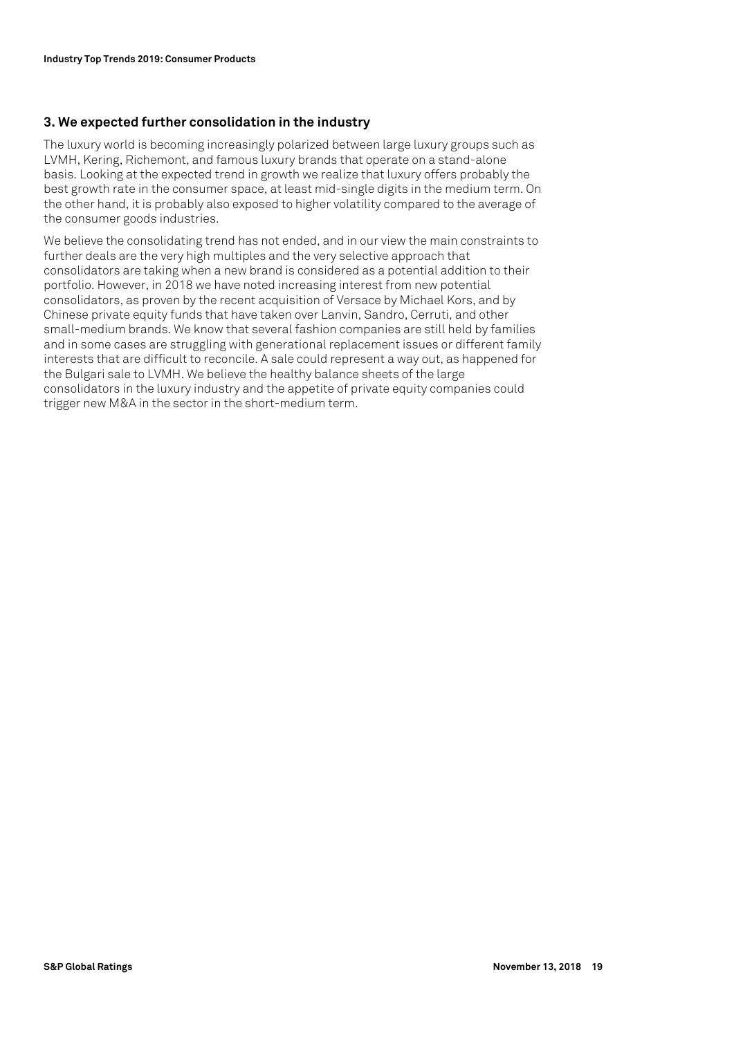## 3. We expected further consolidation in the industry

The luxury world is becoming increasingly polarized between large luxury groups such as LVMH, Kering, Richemont, and famous luxury brands that operate on a stand-alone basis. Looking at the expected trend in growth we realize that luxury offers probably the best growth rate in the consumer space, at least mid-single digits in the medium term. On the other hand, it is probably also exposed to higher volatility compared to the average of the consumer goods industries.

We believe the consolidating trend has not ended, and in our view the main constraints to further deals are the very high multiples and the very selective approach that consolidators are taking when a new brand is considered as a potential addition to their portfolio. However, in 2018 we have noted increasing interest from new potential consolidators, as proven by the recent acquisition of Versace by Michael Kors, and by Chinese private equity funds that have taken over Lanvin, Sandro, Cerruti, and other small-medium brands. We know that several fashion companies are still held by families and in some cases are struggling with generational replacement issues or different family interests that are difficult to reconcile. A sale could represent a way out, as happened for the Bulgari sale to LVMH. We believe the healthy balance sheets of the large consolidators in the luxury industry and the appetite of private equity companies could trigger new M&A in the sector in the short-medium term.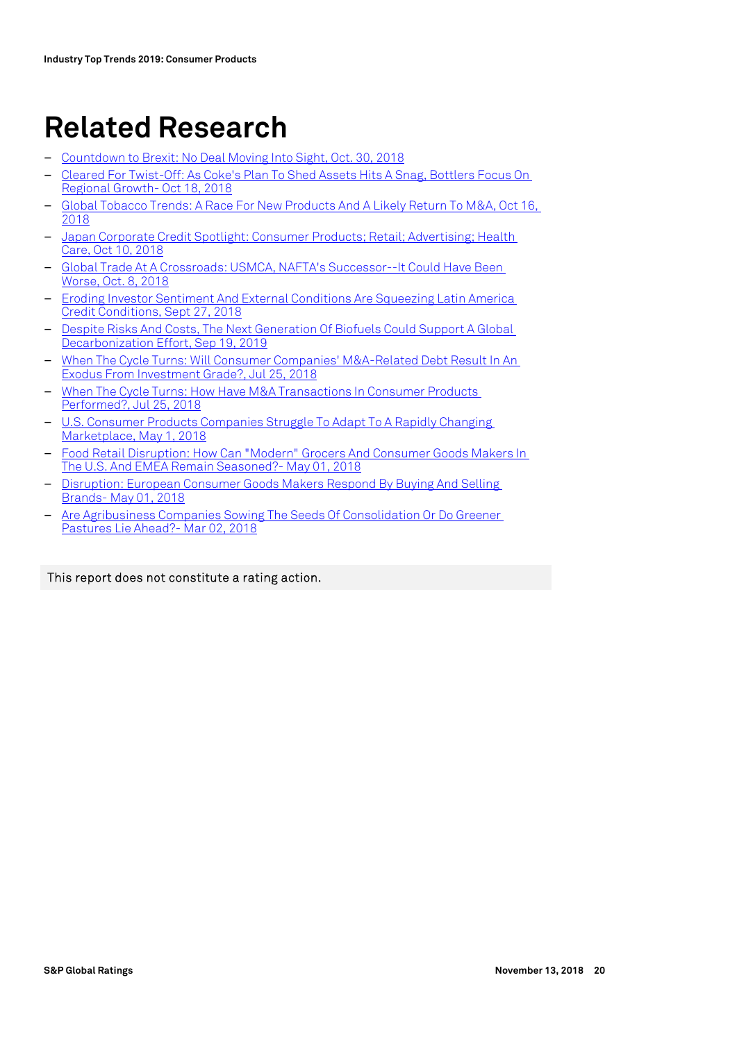# Related Research

- Countdown to Brexit: No Deal Moving Into Sight, Oct. 30, 2018
- Cleared For Twist-Off: As Coke's Plan To Shed Assets Hits A Snag, Bottlers Focus On Regional Growth- Oct 18, 2018
- Global Tobacco Trends: A Race For New Products And A Likely Return To M&A, Oct 16, 2018
- Japan Corporate Credit Spotlight: Consumer Products; Retail; Advertising; Health Care, Oct 10, 2018
- Global Trade At A Crossroads: USMCA, NAFTA's Successor--It Could Have Been Worse, Oct. 8, 2018
- Eroding Investor Sentiment And External Conditions Are Squeezing Latin America Credit Conditions, Sept 27, 2018
- Despite Risks And Costs, The Next Generation Of Biofuels Could Support A Global Decarbonization Effort, Sep 19, 2019
- When The Cycle Turns: Will Consumer Companies' M&A-Related Debt Result In An Exodus From Investment Grade?, Jul 25, 2018
- When The Cycle Turns: How Have M&A Transactions In Consumer Products Performed?, Jul 25, 2018
- U.S. Consumer Products Companies Struggle To Adapt To A Rapidly Changing Marketplace, May 1, 2018
- Food Retail Disruption: How Can "Modern" Grocers And Consumer Goods Makers In The U.S. And EMEA Remain Seasoned?- May 01, 2018
- Disruption: European Consumer Goods Makers Respond By Buying And Selling Brands- May 01, 2018
- Are Agribusiness Companies Sowing The Seeds Of Consolidation Or Do Greener Pastures Lie Ahead?- Mar 02, 2018

This report does not constitute a rating action.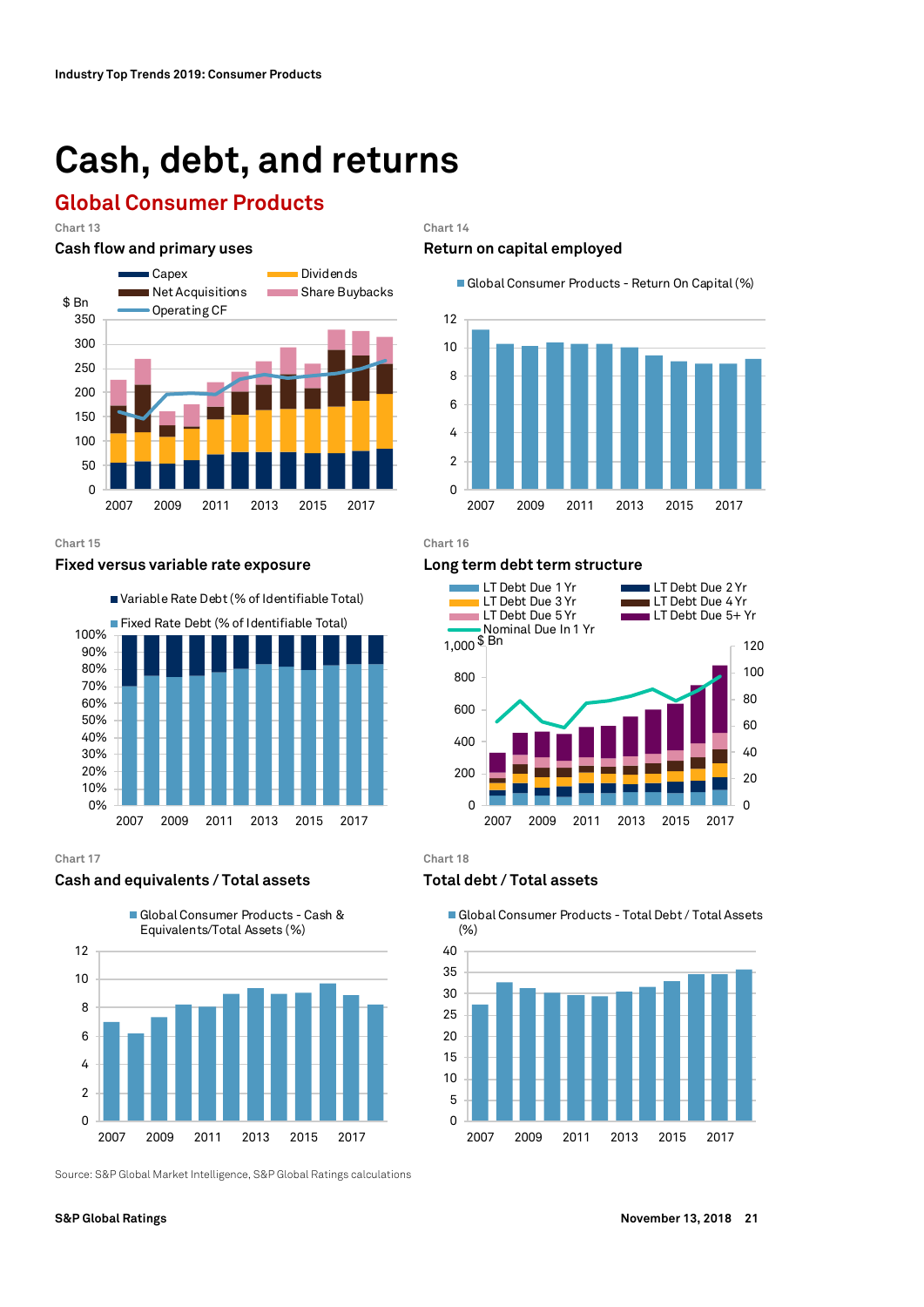# Cash, debt, and returns

## Global Consumer Products

Chart 13

### Cash flow and primary uses

Capex
Dividends
Net Acquisitions
Share Buybacks
Operating CF

$ Bn
350
300
250
200
150
100
50
0
2007 2009 2011 2013 2015 2017

Chart 14

### Return on capital employed

Global Consumer Products - Return On Capital (%)

12
10
8
6
4
2
0
2007 2009 2011 2013 2015 2017

Chart 15

### Fixed versus variable rate exposure

Variable Rate Debt (% of Identifiable Total)
Fixed Rate Debt (% of Identifiable Total)

100%
90%
80%
70%
60%
50%
40%
30%
20%
10%
0%
2007 2009 2011 2013 2015 2017

Chart 16

### Long term debt term structure

LT Debt Due 1 Yr
LT Debt Due 2 Yr
LT Debt Due 3 Yr
LT Debt Due 4 Yr
LT Debt Due 5 Yr
LT Debt Due 5+ Yr
Nominal Due In 1 Yr

$ Bn
1,000
800
600
400
200
0
120
100
80
60
40
20
0
2007 2009 2011 2013 2015 2017

Chart 17

### Cash and equivalents / Total assets

Global Consumer Products - Cash & Equivalents/Total Assets (%)

12
10
8
6
4
2
0
2007 2009 2011 2013 2015 2017

Chart 18

### Total debt / Total assets

Global Consumer Products - Total Debt / Total Assets (%)

40
35
30
25
20
15
10
5
0
2007 2009 2011 2013 2015 2017

Source: S&P Global Market Intelligence, S&P Global Ratings calculations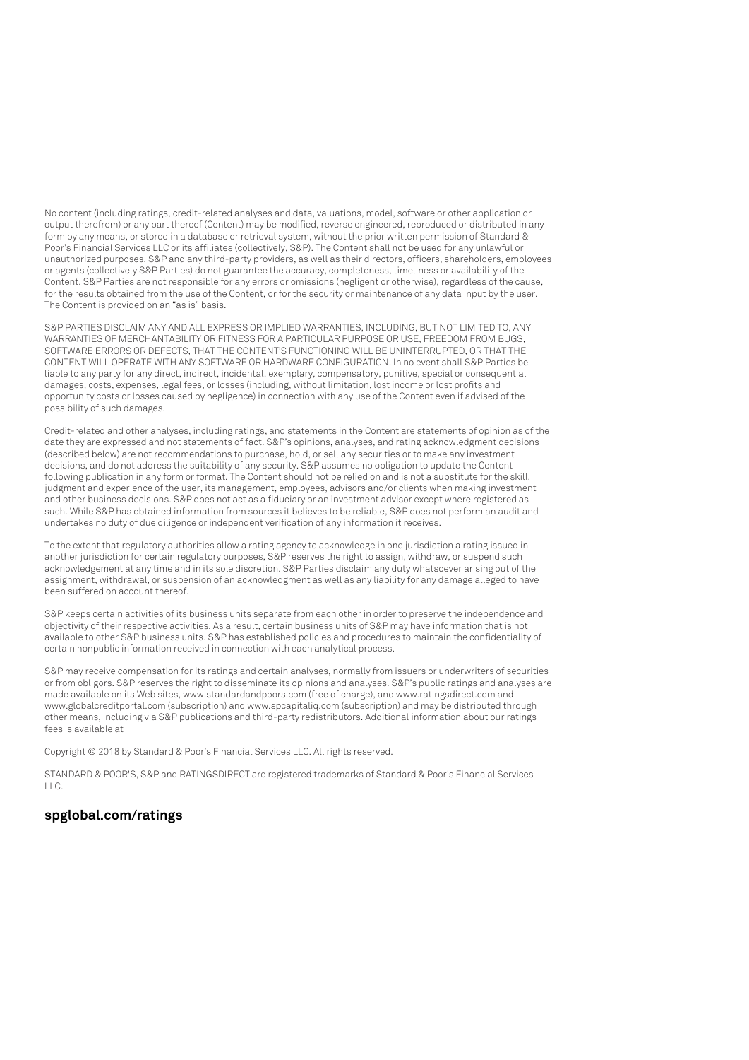No content (including ratings, credit-related analyses and data, valuations, model, software or other application or output therefrom) or any part thereof (Content) may be modified, reverse engineered, reproduced or distributed in any form by any means, or stored in a database or retrieval system, without the prior written permission of Standard & Poor's Financial Services LLC or its affiliates (collectively, S&P). The Content shall not be used for any unlawful or unauthorized purposes. S&P and any third-party providers, as well as their directors, officers, shareholders, employees or agents (collectively S&P Parties) do not guarantee the accuracy, completeness, timeliness or availability of the Content. S&P Parties are not responsible for any errors or omissions (negligent or otherwise), regardless of the cause, for the results obtained from the use of the Content, or for the security or maintenance of any data input by the user. The Content is provided on an "as is" basis.

S&P PARTIES DISCLAIM ANY AND ALL EXPRESS OR IMPLIED WARRANTIES, INCLUDING, BUT NOT LIMITED TO, ANY WARRANTIES OF MERCHANTABILITY OR FITNESS FOR A PARTICULAR PURPOSE OR USE, FREEDOM FROM BUGS, SOFTWARE ERRORS OR DEFECTS, THAT THE CONTENT'S FUNCTIONING WILL BE UNINTERRUPTED, OR THAT THE CONTENT WILL OPERATE WITH ANY SOFTWARE OR HARDWARE CONFIGURATION. In no event shall S&P Parties be liable to any party for any direct, indirect, incidental, exemplary, compensatory, punitive, special or consequential damages, costs, expenses, legal fees, or losses (including, without limitation, lost income or lost profits and opportunity costs or losses caused by negligence) in connection with any use of the Content even if advised of the possibility of such damages.

Credit-related and other analyses, including ratings, and statements in the Content are statements of opinion as of the date they are expressed and not statements of fact. S&P's opinions, analyses, and rating acknowledgment decisions (described below) are not recommendations to purchase, hold, or sell any securities or to make any investment decisions, and do not address the suitability of any security. S&P assumes no obligation to update the Content following publication in any form or format. The Content should not be relied on and is not a substitute for the skill, judgment and experience of the user, its management, employees, advisors and/or clients when making investment and other business decisions. S&P does not act as a fiduciary or an investment advisor except where registered as such. While S&P has obtained information from sources it believes to be reliable, S&P does not perform an audit and undertakes no duty of due diligence or independent verification of any information it receives.

To the extent that regulatory authorities allow a rating agency to acknowledge in one jurisdiction a rating issued in another jurisdiction for certain regulatory purposes, S&P reserves the right to assign, withdraw, or suspend such acknowledgement at any time and in its sole discretion. S&P Parties disclaim any duty whatsoever arising out of the assignment, withdrawal, or suspension of an acknowledgment as well as any liability for any damage alleged to have been suffered on account thereof.

S&P keeps certain activities of its business units separate from each other in order to preserve the independence and objectivity of their respective activities. As a result, certain business units of S&P may have information that is not available to other S&P business units. S&P has established policies and procedures to maintain the confidentiality of certain nonpublic information received in connection with each analytical process.

S&P may receive compensation for its ratings and certain analyses, normally from issuers or underwriters of securities or from obligors. S&P reserves the right to disseminate its opinions and analyses. S&P's public ratings and analyses are made available on its Web sites, www.standardandpoors.com (free of charge), and www.ratingsdirect.com and www.globalcreditportal.com (subscription) and www.spcapitaliq.com (subscription) and may be distributed through other means, including via S&P publications and third-party redistributors. Additional information about our ratings fees is available at

Copyright © 2018 by Standard & Poor's Financial Services LLC. All rights reserved.

STANDARD & POOR'S, S&P and RATINGSDIRECT are registered trademarks of Standard & Poor's Financial Services LLC.

**spglobal.com/ratings**